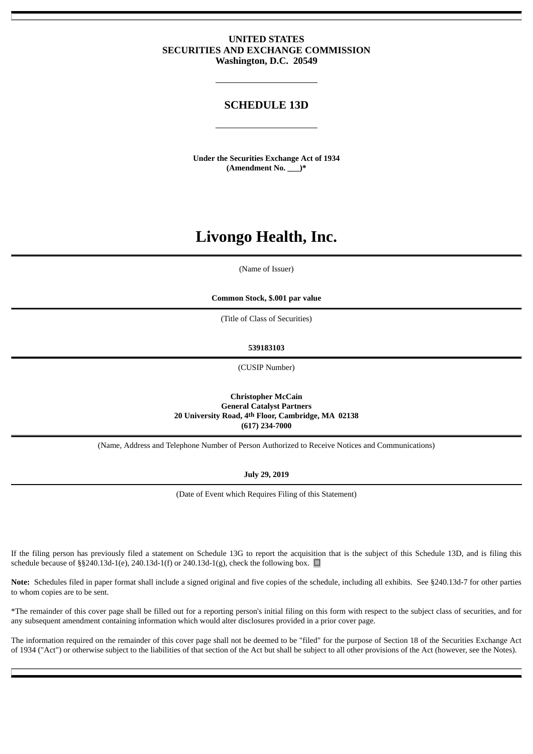**UNITED STATES**
**SECURITIES AND EXCHANGE COMMISSION**
**Washington, D.C. 20549**

---

## SCHEDULE 13D

---

**Under the Securities Exchange Act of 1934**
**(Amendment No. ___)***

# Livongo Health, Inc.

(Name of Issuer)

**Common Stock, $.001 par value**

(Title of Class of Securities)

**539183103**

(CUSIP Number)

**Christopher McCain**
**General Catalyst Partners**
**20 University Road, 4th Floor, Cambridge, MA 02138**
**(617) 234-7000**

(Name, Address and Telephone Number of Person Authorized to Receive Notices and Communications)

**July 29, 2019**

(Date of Event which Requires Filing of this Statement)

If the filing person has previously filed a statement on Schedule 13G to report the acquisition that is the subject of this Schedule 13D, and is filing this schedule because of §§240.13d-1(e), 240.13d-1(f) or 240.13d-1(g), check the following box. ☐

**Note:** Schedules filed in paper format shall include a signed original and five copies of the schedule, including all exhibits. See §240.13d-7 for other parties to whom copies are to be sent.

*The remainder of this cover page shall be filled out for a reporting person's initial filing on this form with respect to the subject class of securities, and for any subsequent amendment containing information which would alter disclosures provided in a prior cover page.

The information required on the remainder of this cover page shall not be deemed to be "filed" for the purpose of Section 18 of the Securities Exchange Act of 1934 ("Act") or otherwise subject to the liabilities of that section of the Act but shall be subject to all other provisions of the Act (however, see the Notes).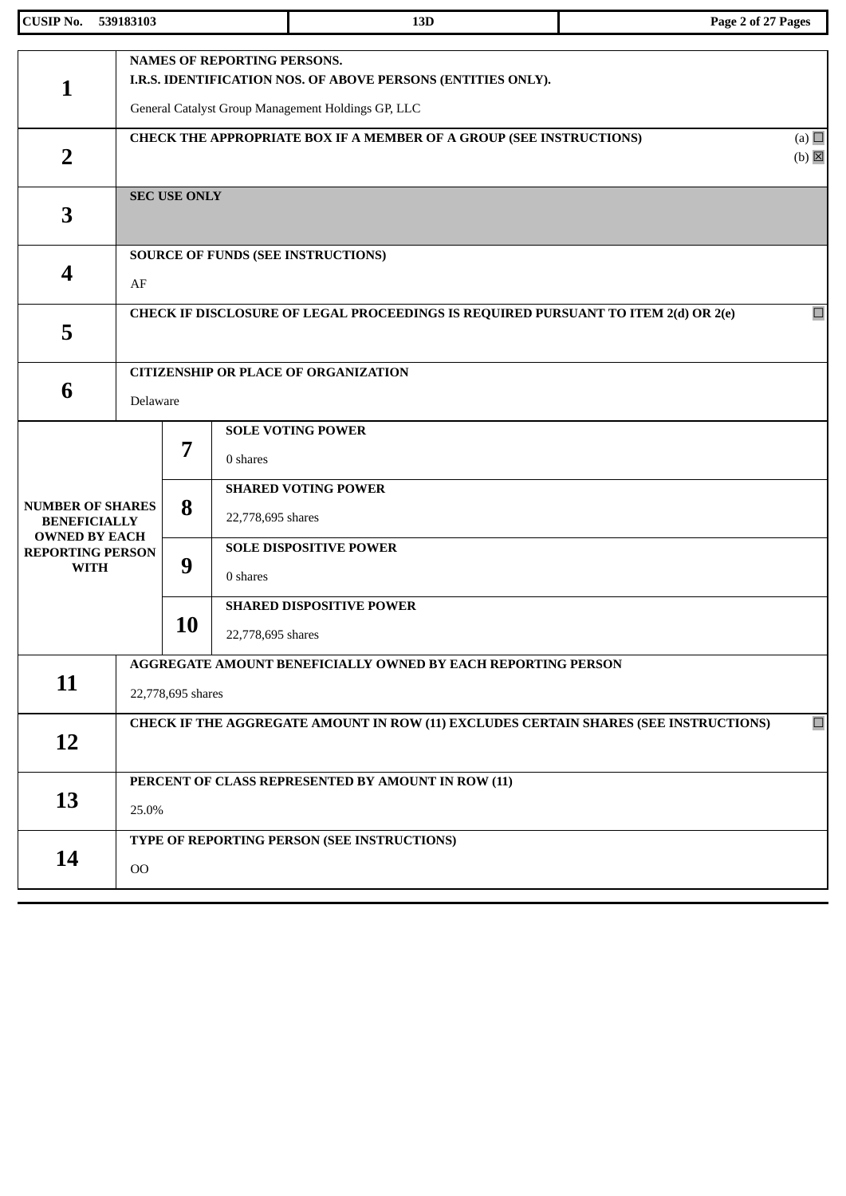| CUSIP No. 539183103 | 13D | |
|---|---|---|

| | | |
|---|---|---|
| 1 | NAMES OF REPORTING PERSONS. I.R.S. IDENTIFICATION NOS. OF ABOVE PERSONS (ENTITIES ONLY). General Catalyst Group Management Holdings GP, LLC | |
| 2 | CHECK THE APPROPRIATE BOX IF A MEMBER OF A GROUP (SEE INSTRUCTIONS) | (a) ☐ (b) ☒ |
| 3 | SEC USE ONLY | |
| 4 | SOURCE OF FUNDS (SEE INSTRUCTIONS) AF | |
| 5 | CHECK IF DISCLOSURE OF LEGAL PROCEEDINGS IS REQUIRED PURSUANT TO ITEM 2(d) OR 2(e) | ☐ |
| 6 | CITIZENSHIP OR PLACE OF ORGANIZATION Delaware | |

| NUMBER OF SHARES BENEFICIALLY OWNED BY EACH REPORTING PERSON WITH | | |
|---|---|---|
| | 7 | SOLE VOTING POWER 0 shares |
| | 8 | SHARED VOTING POWER 22,778,695 shares |
| | 9 | SOLE DISPOSITIVE POWER 0 shares |
| | 10 | SHARED DISPOSITIVE POWER 22,778,695 shares |

| | | |
|---|---|---|
| 11 | AGGREGATE AMOUNT BENEFICIALLY OWNED BY EACH REPORTING PERSON 22,778,695 shares | |
| 12 | CHECK IF THE AGGREGATE AMOUNT IN ROW (11) EXCLUDES CERTAIN SHARES (SEE INSTRUCTIONS) | ☐ |
| 13 | PERCENT OF CLASS REPRESENTED BY AMOUNT IN ROW (11) 25.0% | |
| 14 | TYPE OF REPORTING PERSON (SEE INSTRUCTIONS) OO | |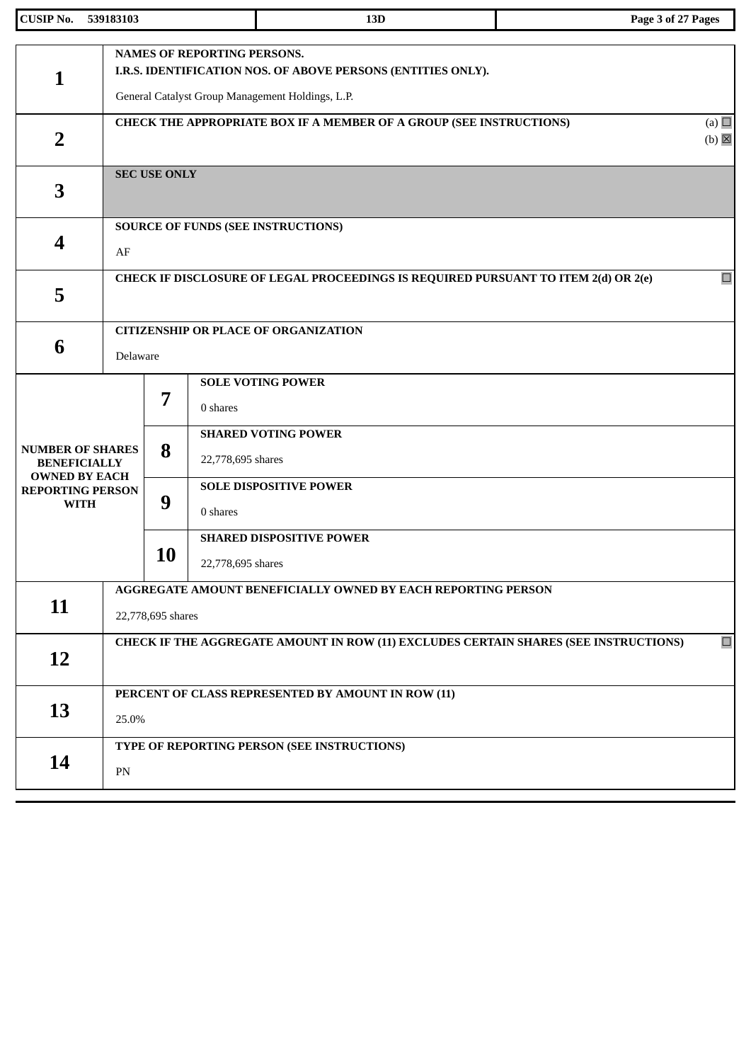| | | | |
|---|---|---|---|
| **1** | **NAMES OF REPORTING PERSONS.**<br>**I.R.S. IDENTIFICATION NOS. OF ABOVE PERSONS (ENTITIES ONLY).**<br><br>General Catalyst Group Management Holdings, L.P. | | |
| **2** | **CHECK THE APPROPRIATE BOX IF A MEMBER OF A GROUP (SEE INSTRUCTIONS)** (a) ☐ (b) ☒ | | |
| **3** | **SEC USE ONLY** | | |
| **4** | **SOURCE OF FUNDS (SEE INSTRUCTIONS)**<br><br>AF | | |
| **5** | **CHECK IF DISCLOSURE OF LEGAL PROCEEDINGS IS REQUIRED PURSUANT TO ITEM 2(d) OR 2(e)** ☐ | | |
| **6** | **CITIZENSHIP OR PLACE OF ORGANIZATION**<br><br>Delaware | | |
| **NUMBER OF SHARES BENEFICIALLY OWNED BY EACH REPORTING PERSON WITH** | **7** | **SOLE VOTING POWER**<br><br>0 shares | |
| | **8** | **SHARED VOTING POWER**<br><br>22,778,695 shares | |
| | **9** | **SOLE DISPOSITIVE POWER**<br><br>0 shares | |
| | **10** | **SHARED DISPOSITIVE POWER**<br><br>22,778,695 shares | |
| **11** | **AGGREGATE AMOUNT BENEFICIALLY OWNED BY EACH REPORTING PERSON**<br><br>22,778,695 shares | | |
| **12** | **CHECK IF THE AGGREGATE AMOUNT IN ROW (11) EXCLUDES CERTAIN SHARES (SEE INSTRUCTIONS)** ☐ | | |
| **13** | **PERCENT OF CLASS REPRESENTED BY AMOUNT IN ROW (11)**<br><br>25.0% | | |
| **14** | **TYPE OF REPORTING PERSON (SEE INSTRUCTIONS)**<br><br>PN | | |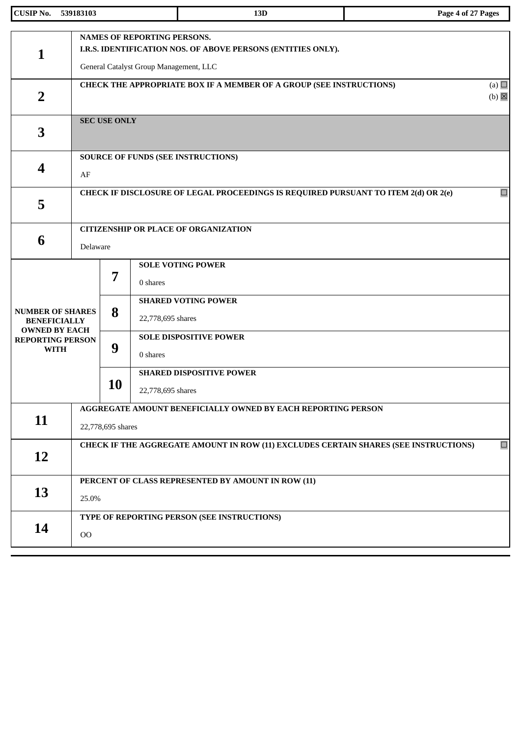| CUSIP No. 539183103 | 13D | |
|---|---|---|

| | | | |
|---|---|---|---|
| 1 | NAMES OF REPORTING PERSONS.<br>I.R.S. IDENTIFICATION NOS. OF ABOVE PERSONS (ENTITIES ONLY).<br><br>General Catalyst Group Management, LLC | | |
| 2 | CHECK THE APPROPRIATE BOX IF A MEMBER OF A GROUP (SEE INSTRUCTIONS) (a) ☐ (b) ☒ | | |
| 3 | SEC USE ONLY | | |
| 4 | SOURCE OF FUNDS (SEE INSTRUCTIONS)<br><br>AF | | |
| 5 | CHECK IF DISCLOSURE OF LEGAL PROCEEDINGS IS REQUIRED PURSUANT TO ITEM 2(d) OR 2(e) ☐ | | |
| 6 | CITIZENSHIP OR PLACE OF ORGANIZATION<br><br>Delaware | | |
| NUMBER OF SHARES BENEFICIALLY OWNED BY EACH REPORTING PERSON WITH | | 7 | SOLE VOTING POWER<br><br>0 shares |
| | | 8 | SHARED VOTING POWER<br><br>22,778,695 shares |
| | | 9 | SOLE DISPOSITIVE POWER<br><br>0 shares |
| | | 10 | SHARED DISPOSITIVE POWER<br><br>22,778,695 shares |
| 11 | AGGREGATE AMOUNT BENEFICIALLY OWNED BY EACH REPORTING PERSON<br><br>22,778,695 shares | | |
| 12 | CHECK IF THE AGGREGATE AMOUNT IN ROW (11) EXCLUDES CERTAIN SHARES (SEE INSTRUCTIONS) ☐ | | |
| 13 | PERCENT OF CLASS REPRESENTED BY AMOUNT IN ROW (11)<br><br>25.0% | | |
| 14 | TYPE OF REPORTING PERSON (SEE INSTRUCTIONS)<br><br>OO | | |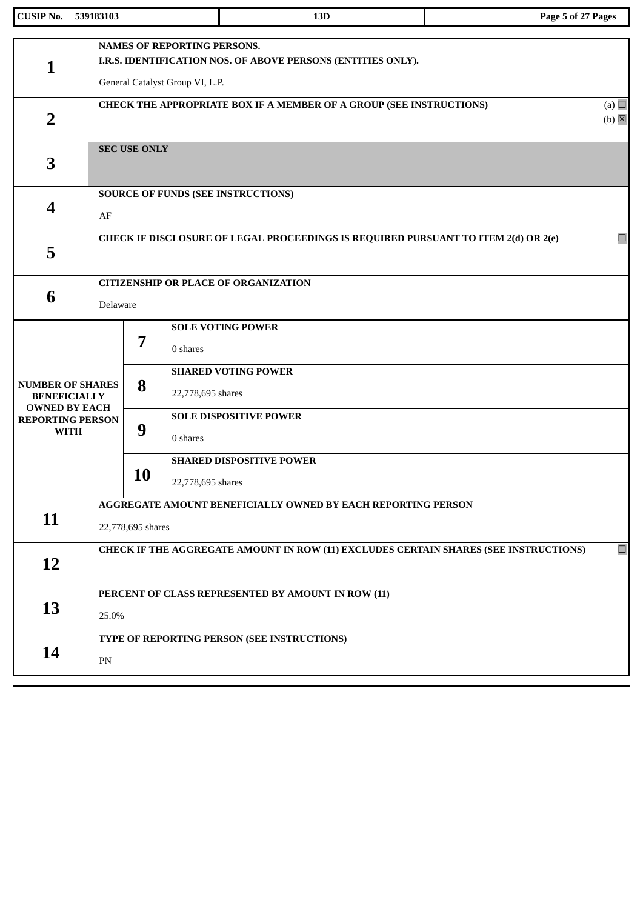| CUSIP No. 539183103 | 13D | |
|---|---|---|

| | | | |
|---|---|---|---|
| **1** | **NAMES OF REPORTING PERSONS.**<br>**I.R.S. IDENTIFICATION NOS. OF ABOVE PERSONS (ENTITIES ONLY).**<br><br>General Catalyst Group VI, L.P. | | |
| **2** | **CHECK THE APPROPRIATE BOX IF A MEMBER OF A GROUP (SEE INSTRUCTIONS)** (a) ☐ (b) ☒ | | |
| **3** | **SEC USE ONLY** | | |
| **4** | **SOURCE OF FUNDS (SEE INSTRUCTIONS)**<br><br>AF | | |
| **5** | **CHECK IF DISCLOSURE OF LEGAL PROCEEDINGS IS REQUIRED PURSUANT TO ITEM 2(d) OR 2(e)** ☐ | | |
| **6** | **CITIZENSHIP OR PLACE OF ORGANIZATION**<br><br>Delaware | | |
| **NUMBER OF SHARES BENEFICIALLY OWNED BY EACH REPORTING PERSON WITH** | **7** | **SOLE VOTING POWER**<br><br>0 shares | |
| | **8** | **SHARED VOTING POWER**<br><br>22,778,695 shares | |
| | **9** | **SOLE DISPOSITIVE POWER**<br><br>0 shares | |
| | **10** | **SHARED DISPOSITIVE POWER**<br><br>22,778,695 shares | |
| **11** | **AGGREGATE AMOUNT BENEFICIALLY OWNED BY EACH REPORTING PERSON**<br><br>22,778,695 shares | | |
| **12** | **CHECK IF THE AGGREGATE AMOUNT IN ROW (11) EXCLUDES CERTAIN SHARES (SEE INSTRUCTIONS)** ☐ | | |
| **13** | **PERCENT OF CLASS REPRESENTED BY AMOUNT IN ROW (11)**<br><br>25.0% | | |
| **14** | **TYPE OF REPORTING PERSON (SEE INSTRUCTIONS)**<br><br>PN | | |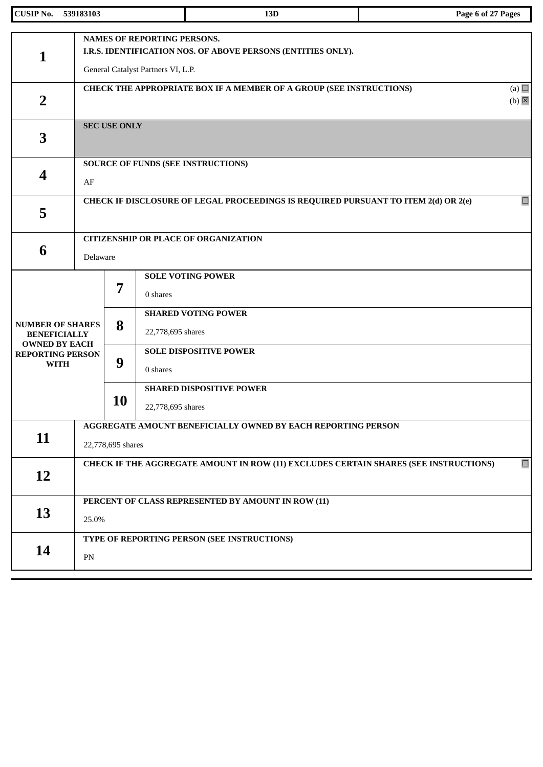| CUSIP No. 539183103 | 13D | |
|---|---|---|

| | | |
|---|---|---|
| 1 | NAMES OF REPORTING PERSONS.<br>I.R.S. IDENTIFICATION NOS. OF ABOVE PERSONS (ENTITIES ONLY).<br><br>General Catalyst Partners VI, L.P. | |
| 2 | CHECK THE APPROPRIATE BOX IF A MEMBER OF A GROUP (SEE INSTRUCTIONS) | (a) ☐<br>(b) ☒ |
| 3 | SEC USE ONLY | |
| 4 | SOURCE OF FUNDS (SEE INSTRUCTIONS)<br><br>AF | |
| 5 | CHECK IF DISCLOSURE OF LEGAL PROCEEDINGS IS REQUIRED PURSUANT TO ITEM 2(d) OR 2(e) | ☐ |
| 6 | CITIZENSHIP OR PLACE OF ORGANIZATION<br><br>Delaware | |

| NUMBER OF SHARES BENEFICIALLY OWNED BY EACH REPORTING PERSON WITH | | |
|---|---|---|
| | 7 | SOLE VOTING POWER<br><br>0 shares |
| | 8 | SHARED VOTING POWER<br><br>22,778,695 shares |
| | 9 | SOLE DISPOSITIVE POWER<br><br>0 shares |
| | 10 | SHARED DISPOSITIVE POWER<br><br>22,778,695 shares |

| | | |
|---|---|---|
| 11 | AGGREGATE AMOUNT BENEFICIALLY OWNED BY EACH REPORTING PERSON<br><br>22,778,695 shares | |
| 12 | CHECK IF THE AGGREGATE AMOUNT IN ROW (11) EXCLUDES CERTAIN SHARES (SEE INSTRUCTIONS) | ☐ |
| 13 | PERCENT OF CLASS REPRESENTED BY AMOUNT IN ROW (11)<br><br>25.0% | |
| 14 | TYPE OF REPORTING PERSON (SEE INSTRUCTIONS)<br><br>PN | |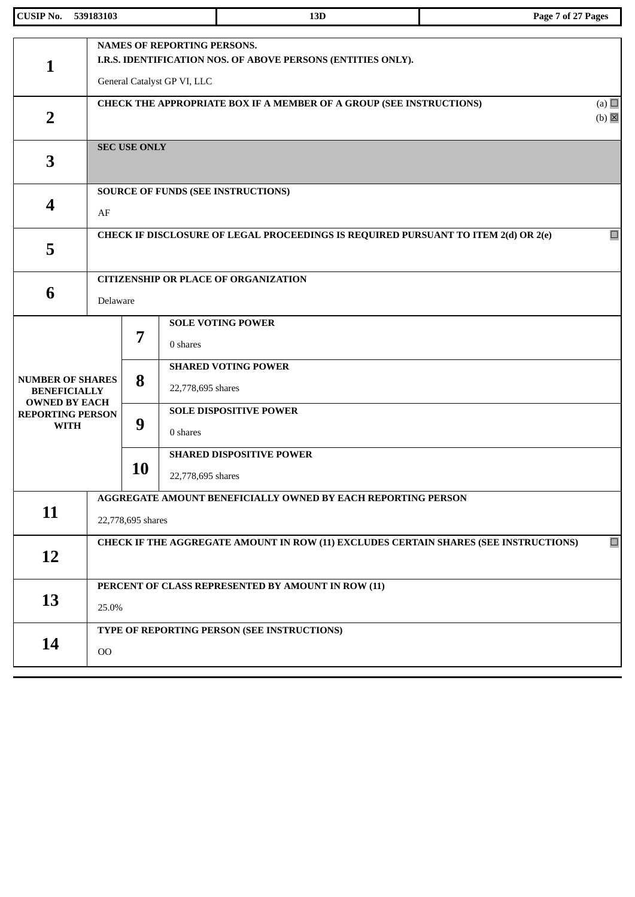| | | | |
|---|---|---|---|
| **1** | **NAMES OF REPORTING PERSONS.**<br>**I.R.S. IDENTIFICATION NOS. OF ABOVE PERSONS (ENTITIES ONLY).**<br>General Catalyst GP VI, LLC | | |
| **2** | **CHECK THE APPROPRIATE BOX IF A MEMBER OF A GROUP (SEE INSTRUCTIONS)** (a) ☐ (b) ☒ | | |
| **3** | **SEC USE ONLY** | | |
| **4** | **SOURCE OF FUNDS (SEE INSTRUCTIONS)**<br>AF | | |
| **5** | **CHECK IF DISCLOSURE OF LEGAL PROCEEDINGS IS REQUIRED PURSUANT TO ITEM 2(d) OR 2(e)** ☐ | | |
| **6** | **CITIZENSHIP OR PLACE OF ORGANIZATION**<br>Delaware | | |
| **NUMBER OF SHARES BENEFICIALLY OWNED BY EACH REPORTING PERSON WITH** | **7** | **SOLE VOTING POWER**<br>0 shares | |
| | **8** | **SHARED VOTING POWER**<br>22,778,695 shares | |
| | **9** | **SOLE DISPOSITIVE POWER**<br>0 shares | |
| | **10** | **SHARED DISPOSITIVE POWER**<br>22,778,695 shares | |
| **11** | **AGGREGATE AMOUNT BENEFICIALLY OWNED BY EACH REPORTING PERSON**<br>22,778,695 shares | | |
| **12** | **CHECK IF THE AGGREGATE AMOUNT IN ROW (11) EXCLUDES CERTAIN SHARES (SEE INSTRUCTIONS)** ☐ | | |
| **13** | **PERCENT OF CLASS REPRESENTED BY AMOUNT IN ROW (11)**<br>25.0% | | |
| **14** | **TYPE OF REPORTING PERSON (SEE INSTRUCTIONS)**<br>OO | | |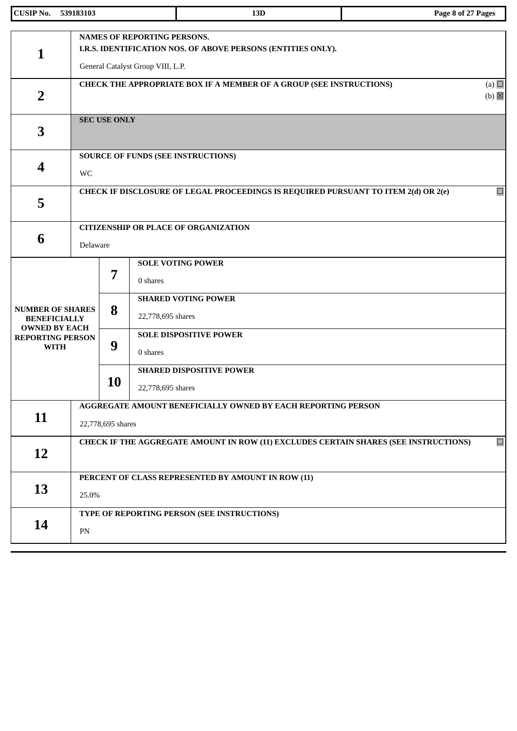| | | | |
|---|---|---|---|
| **1** | **NAMES OF REPORTING PERSONS.**<br>**I.R.S. IDENTIFICATION NOS. OF ABOVE PERSONS (ENTITIES ONLY).**<br>General Catalyst Group VIII, L.P. | | |
| **2** | **CHECK THE APPROPRIATE BOX IF A MEMBER OF A GROUP (SEE INSTRUCTIONS)** (a) ☐ (b) ☒ | | |
| **3** | **SEC USE ONLY** | | |
| **4** | **SOURCE OF FUNDS (SEE INSTRUCTIONS)**<br>WC | | |
| **5** | **CHECK IF DISCLOSURE OF LEGAL PROCEEDINGS IS REQUIRED PURSUANT TO ITEM 2(d) OR 2(e)** ☐ | | |
| **6** | **CITIZENSHIP OR PLACE OF ORGANIZATION**<br>Delaware | | |
| **NUMBER OF SHARES BENEFICIALLY OWNED BY EACH REPORTING PERSON WITH** | **7** | **SOLE VOTING POWER**<br>0 shares | |
| | **8** | **SHARED VOTING POWER**<br>22,778,695 shares | |
| | **9** | **SOLE DISPOSITIVE POWER**<br>0 shares | |
| | **10** | **SHARED DISPOSITIVE POWER**<br>22,778,695 shares | |
| **11** | **AGGREGATE AMOUNT BENEFICIALLY OWNED BY EACH REPORTING PERSON**<br>22,778,695 shares | | |
| **12** | **CHECK IF THE AGGREGATE AMOUNT IN ROW (11) EXCLUDES CERTAIN SHARES (SEE INSTRUCTIONS)** ☐ | | |
| **13** | **PERCENT OF CLASS REPRESENTED BY AMOUNT IN ROW (11)**<br>25.0% | | |
| **14** | **TYPE OF REPORTING PERSON (SEE INSTRUCTIONS)**<br>PN | | |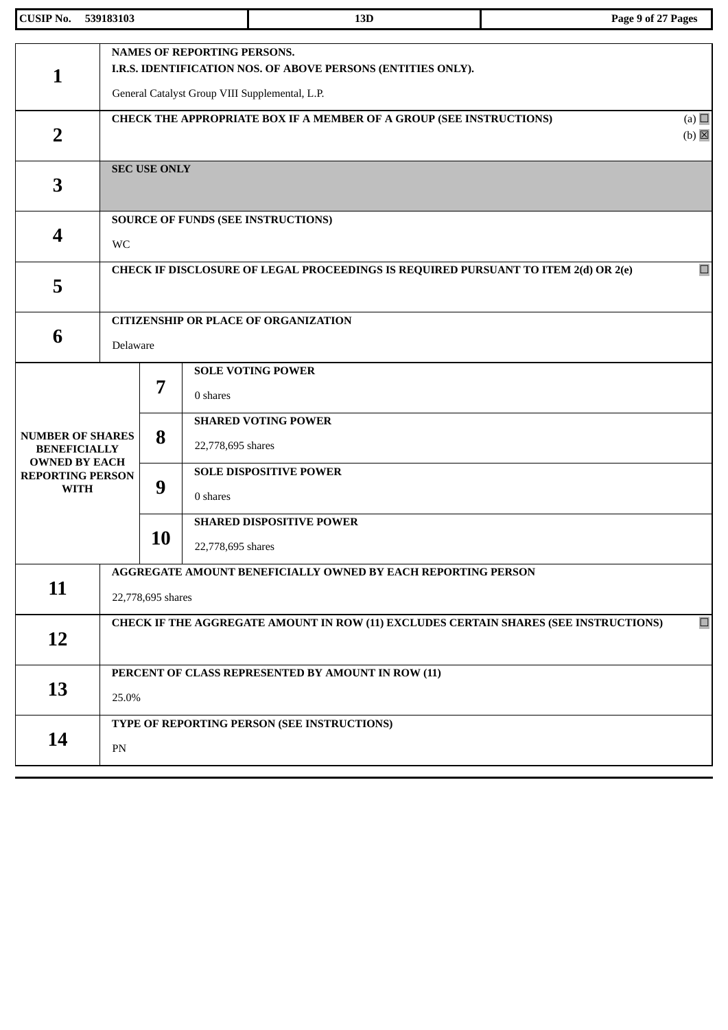| | | | |
|---|---|---|---|
| 1 | NAMES OF REPORTING PERSONS.<br>I.R.S. IDENTIFICATION NOS. OF ABOVE PERSONS (ENTITIES ONLY).<br><br>General Catalyst Group VIII Supplemental, L.P. | | |
| 2 | CHECK THE APPROPRIATE BOX IF A MEMBER OF A GROUP (SEE INSTRUCTIONS) (a) ☐ (b) ☒ | | |
| 3 | SEC USE ONLY | | |
| 4 | SOURCE OF FUNDS (SEE INSTRUCTIONS)<br><br>WC | | |
| 5 | CHECK IF DISCLOSURE OF LEGAL PROCEEDINGS IS REQUIRED PURSUANT TO ITEM 2(d) OR 2(e) ☐ | | |
| 6 | CITIZENSHIP OR PLACE OF ORGANIZATION<br><br>Delaware | | |
| NUMBER OF SHARES BENEFICIALLY OWNED BY EACH REPORTING PERSON WITH | 7 | SOLE VOTING POWER<br><br>0 shares | |
| | 8 | SHARED VOTING POWER<br><br>22,778,695 shares | |
| | 9 | SOLE DISPOSITIVE POWER<br><br>0 shares | |
| | 10 | SHARED DISPOSITIVE POWER<br><br>22,778,695 shares | |
| 11 | AGGREGATE AMOUNT BENEFICIALLY OWNED BY EACH REPORTING PERSON<br><br>22,778,695 shares | | |
| 12 | CHECK IF THE AGGREGATE AMOUNT IN ROW (11) EXCLUDES CERTAIN SHARES (SEE INSTRUCTIONS) ☐ | | |
| 13 | PERCENT OF CLASS REPRESENTED BY AMOUNT IN ROW (11)<br><br>25.0% | | |
| 14 | TYPE OF REPORTING PERSON (SEE INSTRUCTIONS)<br><br>PN | | |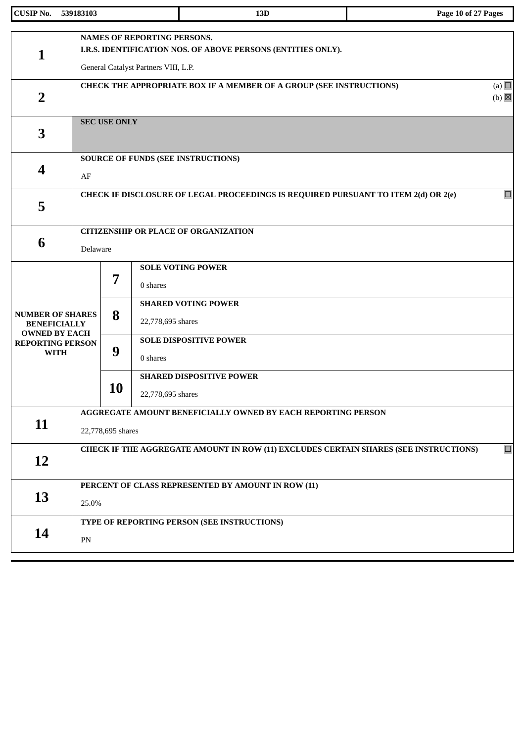| CUSIP No. 539183103 | 13D | |
|---|---|---|

| | | | |
|---|---|---|---|
| 1 | NAMES OF REPORTING PERSONS.<br>I.R.S. IDENTIFICATION NOS. OF ABOVE PERSONS (ENTITIES ONLY).<br><br>General Catalyst Partners VIII, L.P. | | |
| 2 | CHECK THE APPROPRIATE BOX IF A MEMBER OF A GROUP (SEE INSTRUCTIONS) (a) ☐ (b) ☒ | | |
| 3 | SEC USE ONLY | | |
| 4 | SOURCE OF FUNDS (SEE INSTRUCTIONS)<br><br>AF | | |
| 5 | CHECK IF DISCLOSURE OF LEGAL PROCEEDINGS IS REQUIRED PURSUANT TO ITEM 2(d) OR 2(e) ☐ | | |
| 6 | CITIZENSHIP OR PLACE OF ORGANIZATION<br><br>Delaware | | |
| NUMBER OF SHARES BENEFICIALLY OWNED BY EACH REPORTING PERSON WITH | 7 | SOLE VOTING POWER<br><br>0 shares | |
| | 8 | SHARED VOTING POWER<br><br>22,778,695 shares | |
| | 9 | SOLE DISPOSITIVE POWER<br><br>0 shares | |
| | 10 | SHARED DISPOSITIVE POWER<br><br>22,778,695 shares | |
| 11 | AGGREGATE AMOUNT BENEFICIALLY OWNED BY EACH REPORTING PERSON<br><br>22,778,695 shares | | |
| 12 | CHECK IF THE AGGREGATE AMOUNT IN ROW (11) EXCLUDES CERTAIN SHARES (SEE INSTRUCTIONS) ☐ | | |
| 13 | PERCENT OF CLASS REPRESENTED BY AMOUNT IN ROW (11)<br><br>25.0% | | |
| 14 | TYPE OF REPORTING PERSON (SEE INSTRUCTIONS)<br><br>PN | | |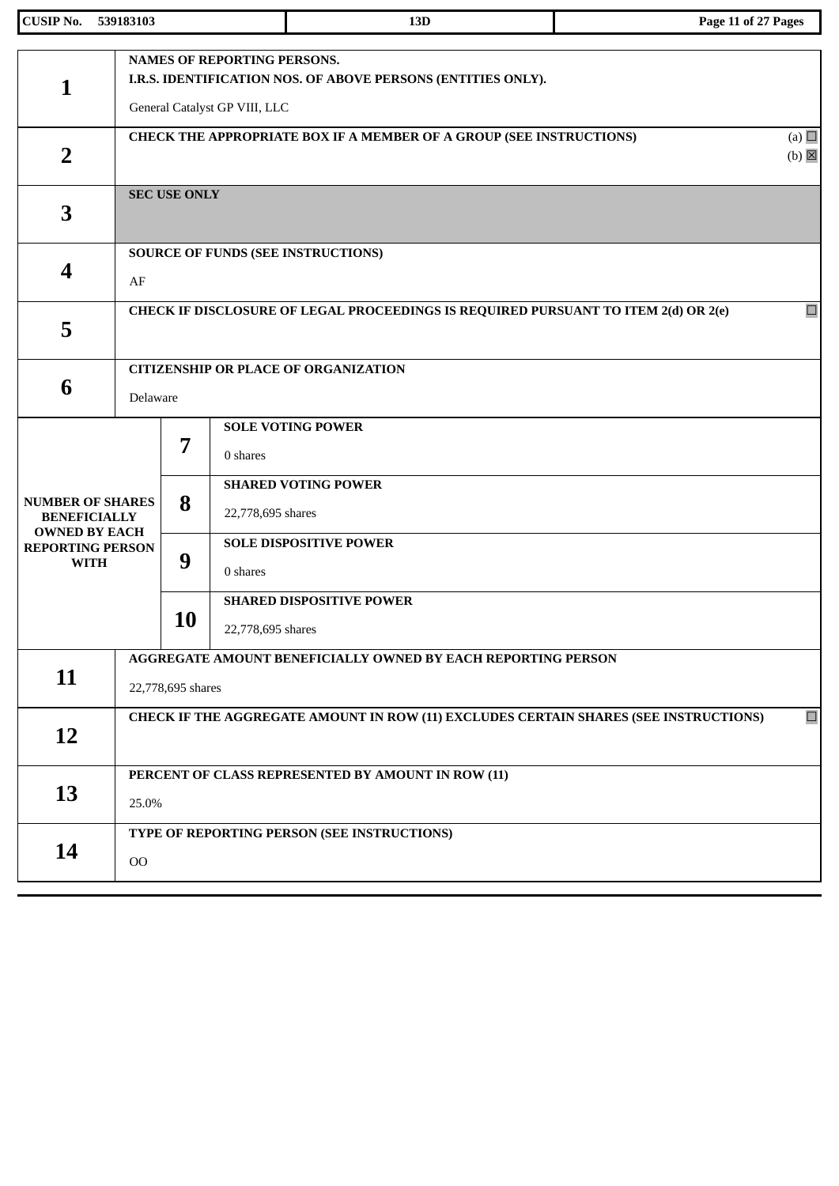| CUSIP No. 539183103 | 13D | |
|---|---|---|

| | | |
|---|---|---|
| 1 | NAMES OF REPORTING PERSONS.<br>I.R.S. IDENTIFICATION NOS. OF ABOVE PERSONS (ENTITIES ONLY).<br><br>General Catalyst GP VIII, LLC | |
| 2 | CHECK THE APPROPRIATE BOX IF A MEMBER OF A GROUP (SEE INSTRUCTIONS) | (a) ☐<br>(b) ☒ |
| 3 | SEC USE ONLY | |
| 4 | SOURCE OF FUNDS (SEE INSTRUCTIONS)<br><br>AF | |
| 5 | CHECK IF DISCLOSURE OF LEGAL PROCEEDINGS IS REQUIRED PURSUANT TO ITEM 2(d) OR 2(e) | ☐ |
| 6 | CITIZENSHIP OR PLACE OF ORGANIZATION<br><br>Delaware | |

| NUMBER OF SHARES BENEFICIALLY OWNED BY EACH REPORTING PERSON WITH | | |
|---|---|---|
| | 7 | SOLE VOTING POWER<br><br>0 shares |
| | 8 | SHARED VOTING POWER<br><br>22,778,695 shares |
| | 9 | SOLE DISPOSITIVE POWER<br><br>0 shares |
| | 10 | SHARED DISPOSITIVE POWER<br><br>22,778,695 shares |

| | | |
|---|---|---|
| 11 | AGGREGATE AMOUNT BENEFICIALLY OWNED BY EACH REPORTING PERSON<br><br>22,778,695 shares | |
| 12 | CHECK IF THE AGGREGATE AMOUNT IN ROW (11) EXCLUDES CERTAIN SHARES (SEE INSTRUCTIONS) | ☐ |
| 13 | PERCENT OF CLASS REPRESENTED BY AMOUNT IN ROW (11)<br><br>25.0% | |
| 14 | TYPE OF REPORTING PERSON (SEE INSTRUCTIONS)<br><br>OO | |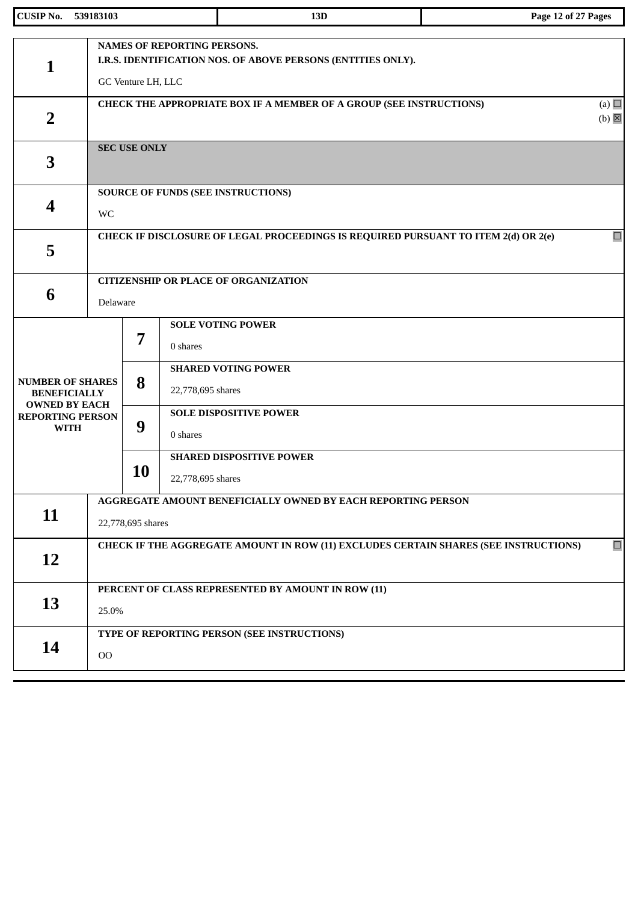| | | | |
|---|---|---|---|
| **1** | **NAMES OF REPORTING PERSONS.**<br>**I.R.S. IDENTIFICATION NOS. OF ABOVE PERSONS (ENTITIES ONLY).**<br>GC Venture LH, LLC | | |
| **2** | **CHECK THE APPROPRIATE BOX IF A MEMBER OF A GROUP (SEE INSTRUCTIONS)** (a) ☐ (b) ☒ | | |
| **3** | **SEC USE ONLY** | | |
| **4** | **SOURCE OF FUNDS (SEE INSTRUCTIONS)**<br>WC | | |
| **5** | **CHECK IF DISCLOSURE OF LEGAL PROCEEDINGS IS REQUIRED PURSUANT TO ITEM 2(d) OR 2(e)** ☐ | | |
| **6** | **CITIZENSHIP OR PLACE OF ORGANIZATION**<br>Delaware | | |
| **NUMBER OF SHARES BENEFICIALLY OWNED BY EACH REPORTING PERSON WITH** | **7** | **SOLE VOTING POWER**<br>0 shares | |
| | **8** | **SHARED VOTING POWER**<br>22,778,695 shares | |
| | **9** | **SOLE DISPOSITIVE POWER**<br>0 shares | |
| | **10** | **SHARED DISPOSITIVE POWER**<br>22,778,695 shares | |
| **11** | **AGGREGATE AMOUNT BENEFICIALLY OWNED BY EACH REPORTING PERSON**<br>22,778,695 shares | | |
| **12** | **CHECK IF THE AGGREGATE AMOUNT IN ROW (11) EXCLUDES CERTAIN SHARES (SEE INSTRUCTIONS)** ☐ | | |
| **13** | **PERCENT OF CLASS REPRESENTED BY AMOUNT IN ROW (11)**<br>25.0% | | |
| **14** | **TYPE OF REPORTING PERSON (SEE INSTRUCTIONS)**<br>OO | | |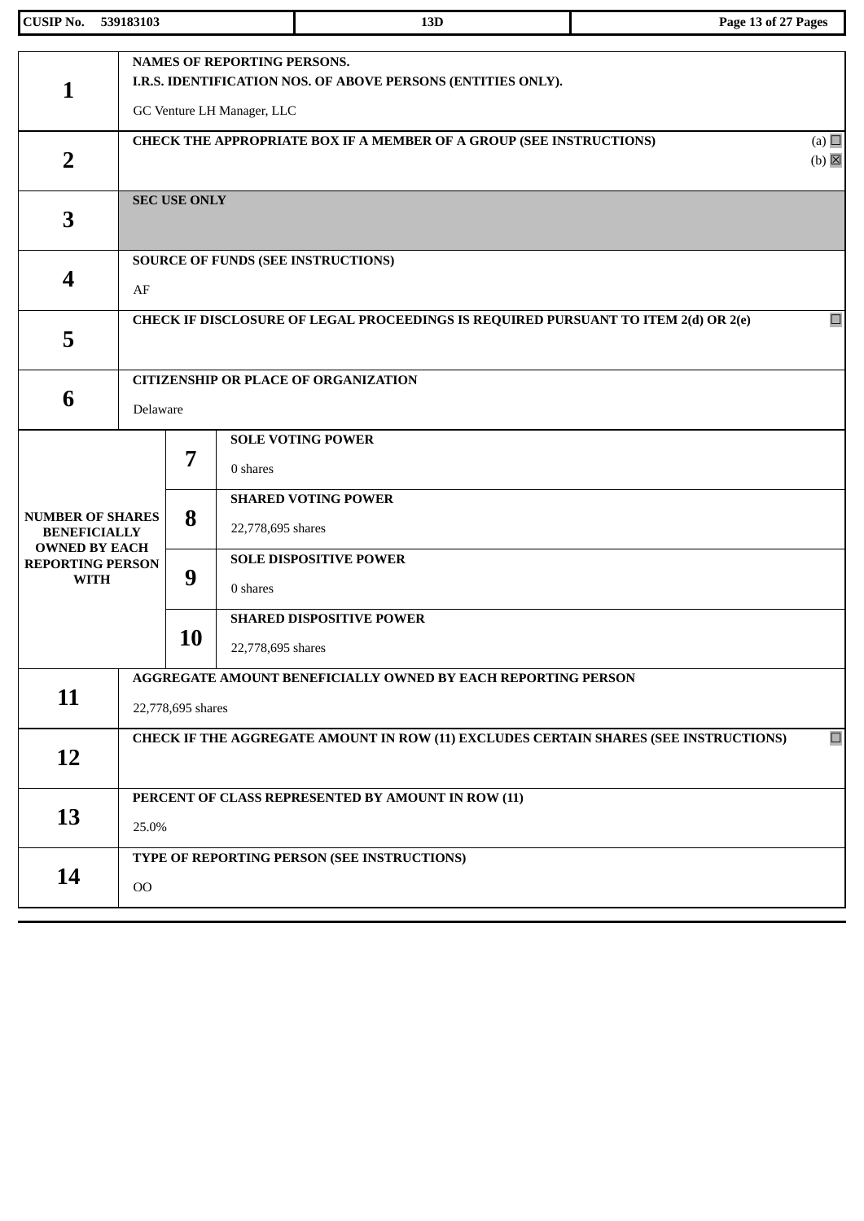| CUSIP No. 539183103 | 13D |
|---|---|

| | | | |
|---|---|---|---|
| **1** | **NAMES OF REPORTING PERSONS.**<br>**I.R.S. IDENTIFICATION NOS. OF ABOVE PERSONS (ENTITIES ONLY).**<br>GC Venture LH Manager, LLC | | |
| **2** | **CHECK THE APPROPRIATE BOX IF A MEMBER OF A GROUP (SEE INSTRUCTIONS)** (a) ☐ (b) ☒ | | |
| **3** | **SEC USE ONLY** | | |
| **4** | **SOURCE OF FUNDS (SEE INSTRUCTIONS)**<br>AF | | |
| **5** | **CHECK IF DISCLOSURE OF LEGAL PROCEEDINGS IS REQUIRED PURSUANT TO ITEM 2(d) OR 2(e)** ☐ | | |
| **6** | **CITIZENSHIP OR PLACE OF ORGANIZATION**<br>Delaware | | |
| **NUMBER OF SHARES BENEFICIALLY OWNED BY EACH REPORTING PERSON WITH** | **7** | **SOLE VOTING POWER**<br>0 shares | |
| | **8** | **SHARED VOTING POWER**<br>22,778,695 shares | |
| | **9** | **SOLE DISPOSITIVE POWER**<br>0 shares | |
| | **10** | **SHARED DISPOSITIVE POWER**<br>22,778,695 shares | |
| **11** | **AGGREGATE AMOUNT BENEFICIALLY OWNED BY EACH REPORTING PERSON**<br>22,778,695 shares | | |
| **12** | **CHECK IF THE AGGREGATE AMOUNT IN ROW (11) EXCLUDES CERTAIN SHARES (SEE INSTRUCTIONS)** ☐ | | |
| **13** | **PERCENT OF CLASS REPRESENTED BY AMOUNT IN ROW (11)**<br>25.0% | | |
| **14** | **TYPE OF REPORTING PERSON (SEE INSTRUCTIONS)**<br>OO | | |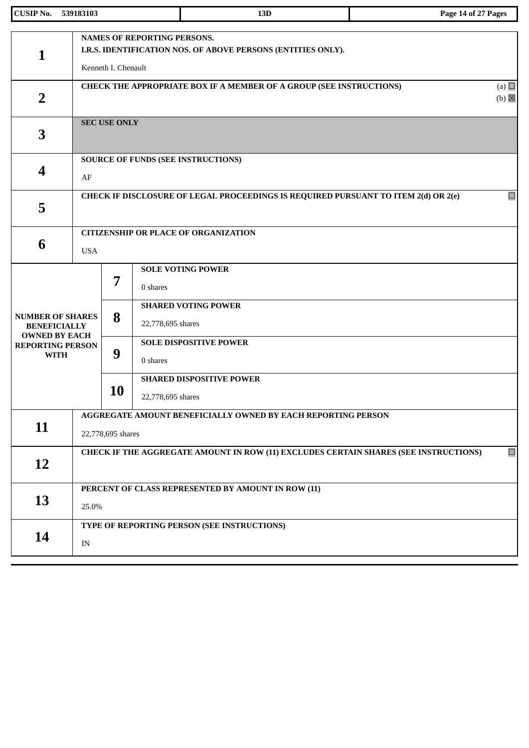| CUSIP No. 539183103 | 13D |
|---|---|

| | | | |
|---|---|---|---|
| **1** | **NAMES OF REPORTING PERSONS.**<br>**I.R.S. IDENTIFICATION NOS. OF ABOVE PERSONS (ENTITIES ONLY).**<br><br>Kenneth I. Chenault | | |
| **2** | **CHECK THE APPROPRIATE BOX IF A MEMBER OF A GROUP (SEE INSTRUCTIONS)** (a) ☐ (b) ☒ | | |
| **3** | **SEC USE ONLY** | | |
| **4** | **SOURCE OF FUNDS (SEE INSTRUCTIONS)**<br><br>AF | | |
| **5** | **CHECK IF DISCLOSURE OF LEGAL PROCEEDINGS IS REQUIRED PURSUANT TO ITEM 2(d) OR 2(e)** ☐ | | |
| **6** | **CITIZENSHIP OR PLACE OF ORGANIZATION**<br><br>USA | | |
| **NUMBER OF SHARES BENEFICIALLY OWNED BY EACH REPORTING PERSON WITH** | **7** | **SOLE VOTING POWER**<br><br>0 shares | |
| | **8** | **SHARED VOTING POWER**<br><br>22,778,695 shares | |
| | **9** | **SOLE DISPOSITIVE POWER**<br><br>0 shares | |
| | **10** | **SHARED DISPOSITIVE POWER**<br><br>22,778,695 shares | |
| **11** | **AGGREGATE AMOUNT BENEFICIALLY OWNED BY EACH REPORTING PERSON**<br><br>22,778,695 shares | | |
| **12** | **CHECK IF THE AGGREGATE AMOUNT IN ROW (11) EXCLUDES CERTAIN SHARES (SEE INSTRUCTIONS)** ☐ | | |
| **13** | **PERCENT OF CLASS REPRESENTED BY AMOUNT IN ROW (11)**<br><br>25.0% | | |
| **14** | **TYPE OF REPORTING PERSON (SEE INSTRUCTIONS)**<br><br>IN | | |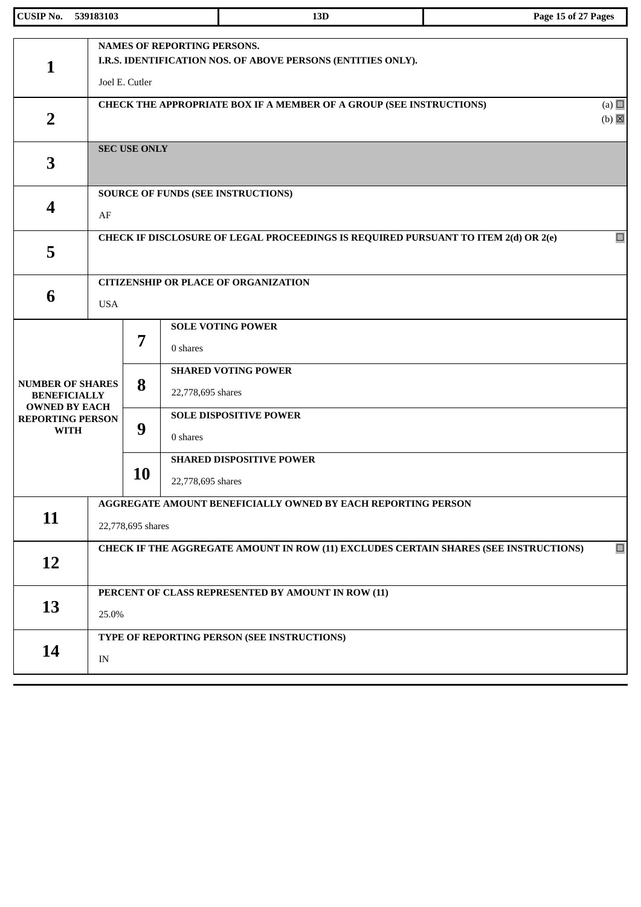| | |
|---|---|
| **1** | **NAMES OF REPORTING PERSONS.**<br>**I.R.S. IDENTIFICATION NOS. OF ABOVE PERSONS (ENTITIES ONLY).**<br>Joel E. Cutler |
| **2** | **CHECK THE APPROPRIATE BOX IF A MEMBER OF A GROUP (SEE INSTRUCTIONS)** (a) ☐ (b) ☒ |
| **3** | **SEC USE ONLY** |
| **4** | **SOURCE OF FUNDS (SEE INSTRUCTIONS)**<br>AF |
| **5** | **CHECK IF DISCLOSURE OF LEGAL PROCEEDINGS IS REQUIRED PURSUANT TO ITEM 2(d) OR 2(e)** ☐ |
| **6** | **CITIZENSHIP OR PLACE OF ORGANIZATION**<br>USA |

| NUMBER OF SHARES BENEFICIALLY OWNED BY EACH REPORTING PERSON WITH | | |
|---|---|---|
| | **7** | **SOLE VOTING POWER**<br>0 shares |
| | **8** | **SHARED VOTING POWER**<br>22,778,695 shares |
| | **9** | **SOLE DISPOSITIVE POWER**<br>0 shares |
| | **10** | **SHARED DISPOSITIVE POWER**<br>22,778,695 shares |

| | |
|---|---|
| **11** | **AGGREGATE AMOUNT BENEFICIALLY OWNED BY EACH REPORTING PERSON**<br>22,778,695 shares |
| **12** | **CHECK IF THE AGGREGATE AMOUNT IN ROW (11) EXCLUDES CERTAIN SHARES (SEE INSTRUCTIONS)** ☐ |
| **13** | **PERCENT OF CLASS REPRESENTED BY AMOUNT IN ROW (11)**<br>25.0% |
| **14** | **TYPE OF REPORTING PERSON (SEE INSTRUCTIONS)**<br>IN |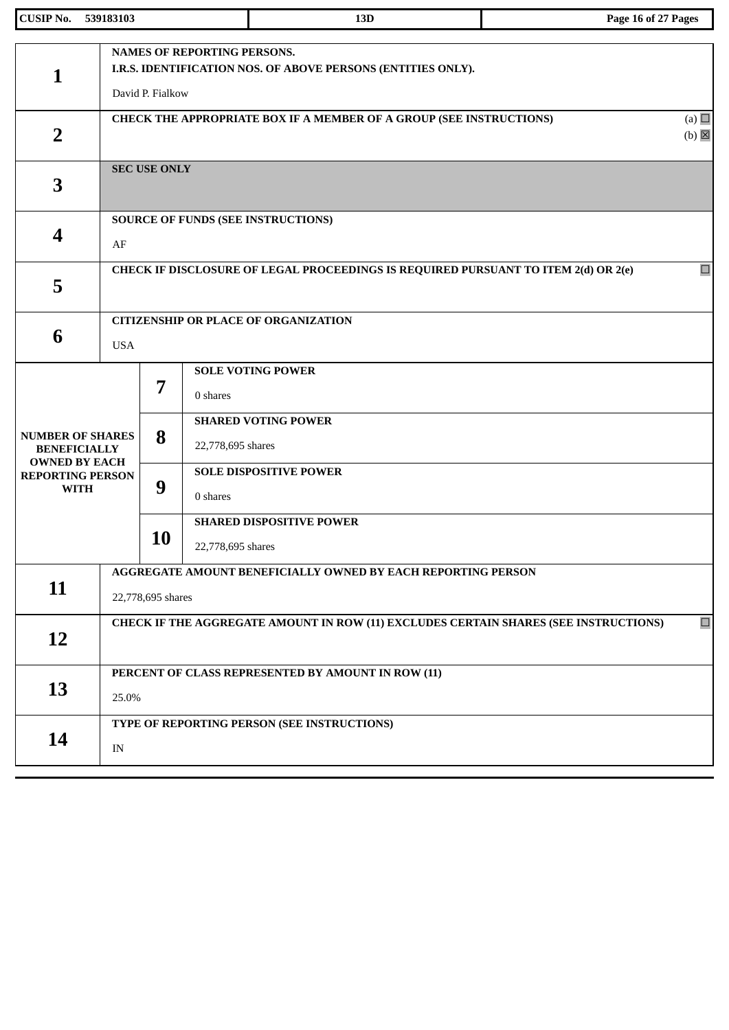| | | | |
|---|---|---|---|
| **1** | **NAMES OF REPORTING PERSONS.**<br>**I.R.S. IDENTIFICATION NOS. OF ABOVE PERSONS (ENTITIES ONLY).**<br><br>David P. Fialkow | | |
| **2** | **CHECK THE APPROPRIATE BOX IF A MEMBER OF A GROUP (SEE INSTRUCTIONS)** (a) ☐ (b) ☒ | | |
| **3** | **SEC USE ONLY** | | |
| **4** | **SOURCE OF FUNDS (SEE INSTRUCTIONS)**<br><br>AF | | |
| **5** | **CHECK IF DISCLOSURE OF LEGAL PROCEEDINGS IS REQUIRED PURSUANT TO ITEM 2(d) OR 2(e)** ☐ | | |
| **6** | **CITIZENSHIP OR PLACE OF ORGANIZATION**<br><br>USA | | |
| **NUMBER OF SHARES BENEFICIALLY OWNED BY EACH REPORTING PERSON WITH** | **7** | **SOLE VOTING POWER**<br><br>0 shares | |
| | **8** | **SHARED VOTING POWER**<br><br>22,778,695 shares | |
| | **9** | **SOLE DISPOSITIVE POWER**<br><br>0 shares | |
| | **10** | **SHARED DISPOSITIVE POWER**<br><br>22,778,695 shares | |
| **11** | **AGGREGATE AMOUNT BENEFICIALLY OWNED BY EACH REPORTING PERSON**<br><br>22,778,695 shares | | |
| **12** | **CHECK IF THE AGGREGATE AMOUNT IN ROW (11) EXCLUDES CERTAIN SHARES (SEE INSTRUCTIONS)** ☐ | | |
| **13** | **PERCENT OF CLASS REPRESENTED BY AMOUNT IN ROW (11)**<br><br>25.0% | | |
| **14** | **TYPE OF REPORTING PERSON (SEE INSTRUCTIONS)**<br><br>IN | | |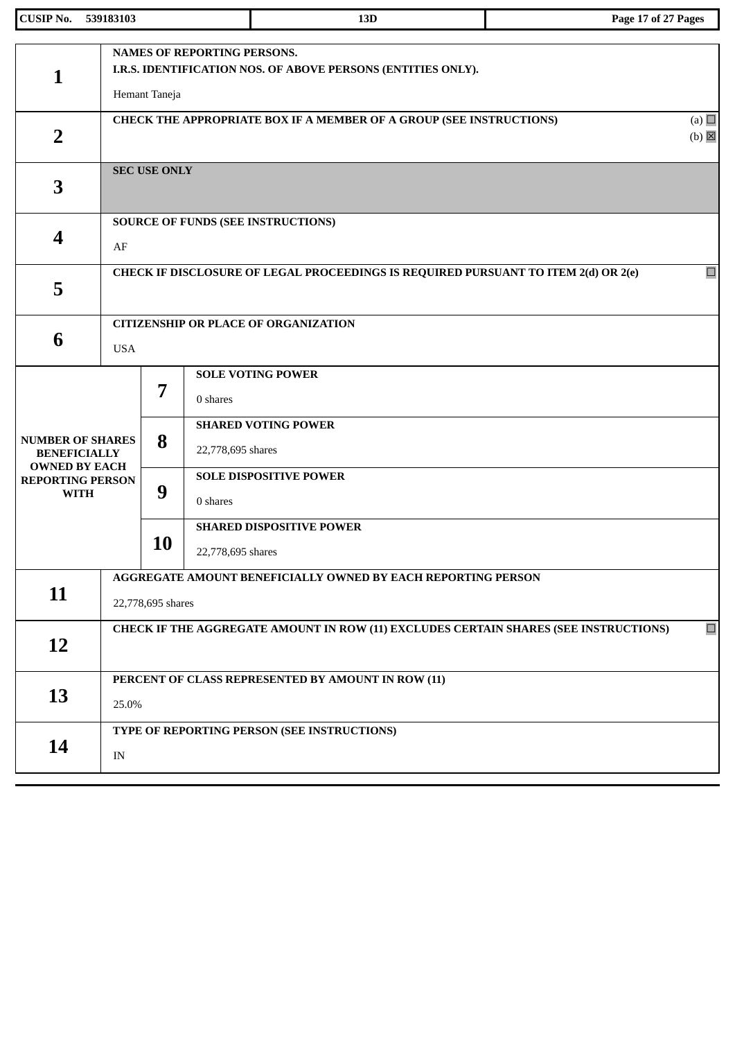| CUSIP No. 539183103 | 13D | |
|---|---|---|

| | | |
|---|---|---|
| **1** | **NAMES OF REPORTING PERSONS.**<br>**I.R.S. IDENTIFICATION NOS. OF ABOVE PERSONS (ENTITIES ONLY).**<br><br>Hemant Taneja | |
| **2** | **CHECK THE APPROPRIATE BOX IF A MEMBER OF A GROUP (SEE INSTRUCTIONS)** | (a) ☐<br>(b) ☒ |
| **3** | **SEC USE ONLY** | |
| **4** | **SOURCE OF FUNDS (SEE INSTRUCTIONS)**<br><br>AF | |
| **5** | **CHECK IF DISCLOSURE OF LEGAL PROCEEDINGS IS REQUIRED PURSUANT TO ITEM 2(d) OR 2(e)** | ☐ |
| **6** | **CITIZENSHIP OR PLACE OF ORGANIZATION**<br><br>USA | |

| NUMBER OF SHARES BENEFICIALLY OWNED BY EACH REPORTING PERSON WITH | | |
|---|---|---|
| | **7** | **SOLE VOTING POWER**<br><br>0 shares |
| | **8** | **SHARED VOTING POWER**<br><br>22,778,695 shares |
| | **9** | **SOLE DISPOSITIVE POWER**<br><br>0 shares |
| | **10** | **SHARED DISPOSITIVE POWER**<br><br>22,778,695 shares |

| | | |
|---|---|---|
| **11** | **AGGREGATE AMOUNT BENEFICIALLY OWNED BY EACH REPORTING PERSON**<br><br>22,778,695 shares | |
| **12** | **CHECK IF THE AGGREGATE AMOUNT IN ROW (11) EXCLUDES CERTAIN SHARES (SEE INSTRUCTIONS)** | ☐ |
| **13** | **PERCENT OF CLASS REPRESENTED BY AMOUNT IN ROW (11)**<br><br>25.0% | |
| **14** | **TYPE OF REPORTING PERSON (SEE INSTRUCTIONS)**<br><br>IN | |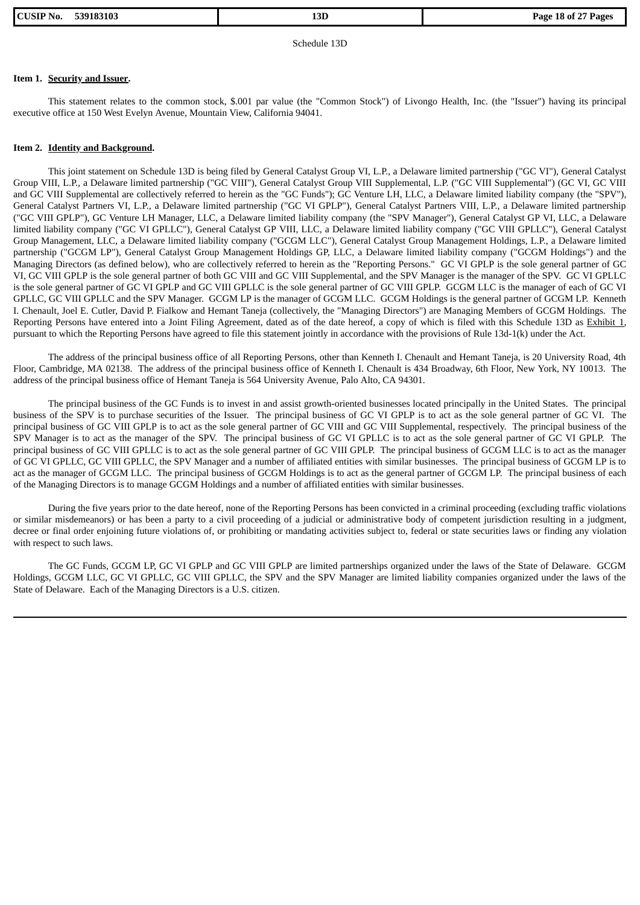Schedule 13D

**Item 1. Security and Issuer.**

This statement relates to the common stock, $.001 par value (the "Common Stock") of Livongo Health, Inc. (the "Issuer") having its principal executive office at 150 West Evelyn Avenue, Mountain View, California 94041.

**Item 2. Identity and Background.**

This joint statement on Schedule 13D is being filed by General Catalyst Group VI, L.P., a Delaware limited partnership ("GC VI"), General Catalyst Group VIII, L.P., a Delaware limited partnership ("GC VIII"), General Catalyst Group VIII Supplemental, L.P. ("GC VIII Supplemental") (GC VI, GC VIII and GC VIII Supplemental are collectively referred to herein as the "GC Funds"); GC Venture LH, LLC, a Delaware limited liability company (the "SPV"), General Catalyst Partners VI, L.P., a Delaware limited partnership ("GC VI GPLP"), General Catalyst Partners VIII, L.P., a Delaware limited partnership ("GC VIII GPLP"), GC Venture LH Manager, LLC, a Delaware limited liability company (the "SPV Manager"), General Catalyst GP VI, LLC, a Delaware limited liability company ("GC VI GPLLC"), General Catalyst GP VIII, LLC, a Delaware limited liability company ("GC VIII GPLLC"), General Catalyst Group Management, LLC, a Delaware limited liability company ("GCGM LLC"), General Catalyst Group Management Holdings, L.P., a Delaware limited partnership ("GCGM LP"), General Catalyst Group Management Holdings GP, LLC, a Delaware limited liability company ("GCGM Holdings") and the Managing Directors (as defined below), who are collectively referred to herein as the "Reporting Persons." GC VI GPLP is the sole general partner of GC VI, GC VIII GPLP is the sole general partner of both GC VIII and GC VIII Supplemental, and the SPV Manager is the manager of the SPV. GC VI GPLLC is the sole general partner of GC VI GPLP and GC VIII GPLLC is the sole general partner of GC VIII GPLP. GCGM LLC is the manager of each of GC VI GPLLC, GC VIII GPLLC and the SPV Manager. GCGM LP is the manager of GCGM LLC. GCGM Holdings is the general partner of GCGM LP. Kenneth I. Chenault, Joel E. Cutler, David P. Fialkow and Hemant Taneja (collectively, the "Managing Directors") are Managing Members of GCGM Holdings. The Reporting Persons have entered into a Joint Filing Agreement, dated as of the date hereof, a copy of which is filed with this Schedule 13D as Exhibit 1, pursuant to which the Reporting Persons have agreed to file this statement jointly in accordance with the provisions of Rule 13d-1(k) under the Act.

The address of the principal business office of all Reporting Persons, other than Kenneth I. Chenault and Hemant Taneja, is 20 University Road, 4th Floor, Cambridge, MA 02138. The address of the principal business office of Kenneth I. Chenault is 434 Broadway, 6th Floor, New York, NY 10013. The address of the principal business office of Hemant Taneja is 564 University Avenue, Palo Alto, CA 94301.

The principal business of the GC Funds is to invest in and assist growth-oriented businesses located principally in the United States. The principal business of the SPV is to purchase securities of the Issuer. The principal business of GC VI GPLP is to act as the sole general partner of GC VI. The principal business of GC VIII GPLP is to act as the sole general partner of GC VIII and GC VIII Supplemental, respectively. The principal business of the SPV Manager is to act as the manager of the SPV. The principal business of GC VI GPLLC is to act as the sole general partner of GC VI GPLP. The principal business of GC VIII GPLLC is to act as the sole general partner of GC VIII GPLP. The principal business of GCGM LLC is to act as the manager of GC VI GPLLC, GC VIII GPLLC, the SPV Manager and a number of affiliated entities with similar businesses. The principal business of GCGM LP is to act as the manager of GCGM LLC. The principal business of GCGM Holdings is to act as the general partner of GCGM LP. The principal business of each of the Managing Directors is to manage GCGM Holdings and a number of affiliated entities with similar businesses.

During the five years prior to the date hereof, none of the Reporting Persons has been convicted in a criminal proceeding (excluding traffic violations or similar misdemeanors) or has been a party to a civil proceeding of a judicial or administrative body of competent jurisdiction resulting in a judgment, decree or final order enjoining future violations of, or prohibiting or mandating activities subject to, federal or state securities laws or finding any violation with respect to such laws.

The GC Funds, GCGM LP, GC VI GPLP and GC VIII GPLP are limited partnerships organized under the laws of the State of Delaware. GCGM Holdings, GCGM LLC, GC VI GPLLC, GC VIII GPLLC, the SPV and the SPV Manager are limited liability companies organized under the laws of the State of Delaware. Each of the Managing Directors is a U.S. citizen.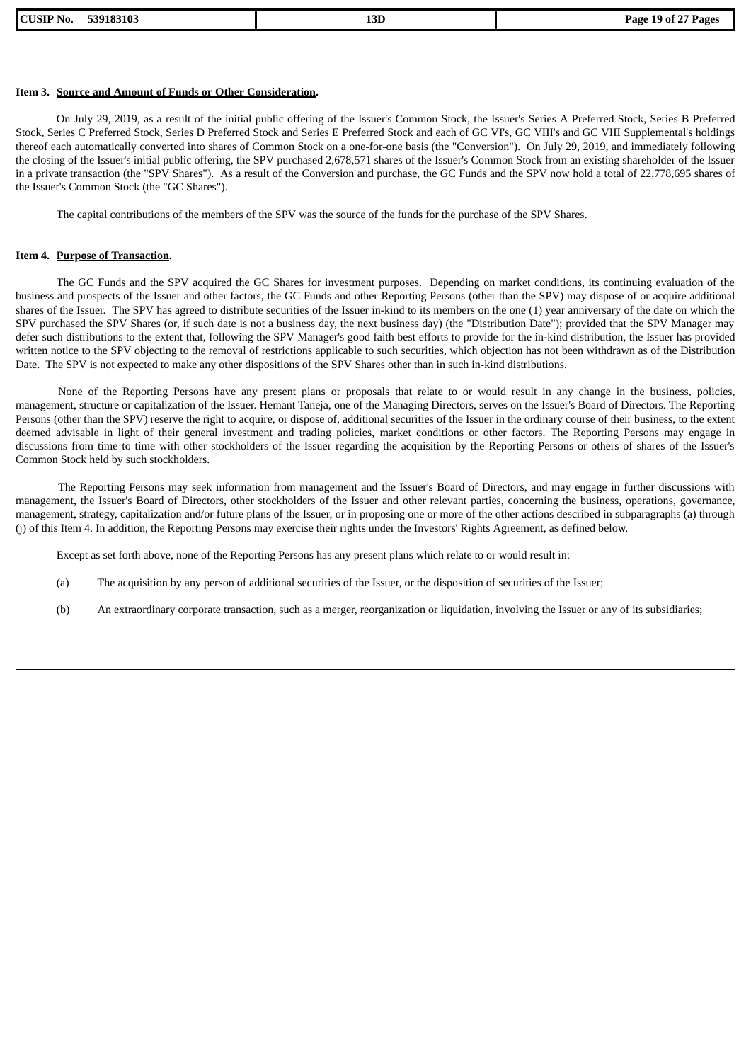**Item 3. Source and Amount of Funds or Other Consideration.**

On July 29, 2019, as a result of the initial public offering of the Issuer's Common Stock, the Issuer's Series A Preferred Stock, Series B Preferred Stock, Series C Preferred Stock, Series D Preferred Stock and Series E Preferred Stock and each of GC VI's, GC VIII's and GC VIII Supplemental's holdings thereof each automatically converted into shares of Common Stock on a one-for-one basis (the "Conversion"). On July 29, 2019, and immediately following the closing of the Issuer's initial public offering, the SPV purchased 2,678,571 shares of the Issuer's Common Stock from an existing shareholder of the Issuer in a private transaction (the "SPV Shares"). As a result of the Conversion and purchase, the GC Funds and the SPV now hold a total of 22,778,695 shares of the Issuer's Common Stock (the "GC Shares").

The capital contributions of the members of the SPV was the source of the funds for the purchase of the SPV Shares.

**Item 4. Purpose of Transaction.**

The GC Funds and the SPV acquired the GC Shares for investment purposes. Depending on market conditions, its continuing evaluation of the business and prospects of the Issuer and other factors, the GC Funds and other Reporting Persons (other than the SPV) may dispose of or acquire additional shares of the Issuer. The SPV has agreed to distribute securities of the Issuer in-kind to its members on the one (1) year anniversary of the date on which the SPV purchased the SPV Shares (or, if such date is not a business day, the next business day) (the "Distribution Date"); provided that the SPV Manager may defer such distributions to the extent that, following the SPV Manager's good faith best efforts to provide for the in-kind distribution, the Issuer has provided written notice to the SPV objecting to the removal of restrictions applicable to such securities, which objection has not been withdrawn as of the Distribution Date. The SPV is not expected to make any other dispositions of the SPV Shares other than in such in-kind distributions.

None of the Reporting Persons have any present plans or proposals that relate to or would result in any change in the business, policies, management, structure or capitalization of the Issuer. Hemant Taneja, one of the Managing Directors, serves on the Issuer's Board of Directors. The Reporting Persons (other than the SPV) reserve the right to acquire, or dispose of, additional securities of the Issuer in the ordinary course of their business, to the extent deemed advisable in light of their general investment and trading policies, market conditions or other factors. The Reporting Persons may engage in discussions from time to time with other stockholders of the Issuer regarding the acquisition by the Reporting Persons or others of shares of the Issuer's Common Stock held by such stockholders.

The Reporting Persons may seek information from management and the Issuer's Board of Directors, and may engage in further discussions with management, the Issuer's Board of Directors, other stockholders of the Issuer and other relevant parties, concerning the business, operations, governance, management, strategy, capitalization and/or future plans of the Issuer, or in proposing one or more of the other actions described in subparagraphs (a) through (j) of this Item 4. In addition, the Reporting Persons may exercise their rights under the Investors' Rights Agreement, as defined below.

Except as set forth above, none of the Reporting Persons has any present plans which relate to or would result in:

(a) The acquisition by any person of additional securities of the Issuer, or the disposition of securities of the Issuer;

(b) An extraordinary corporate transaction, such as a merger, reorganization or liquidation, involving the Issuer or any of its subsidiaries;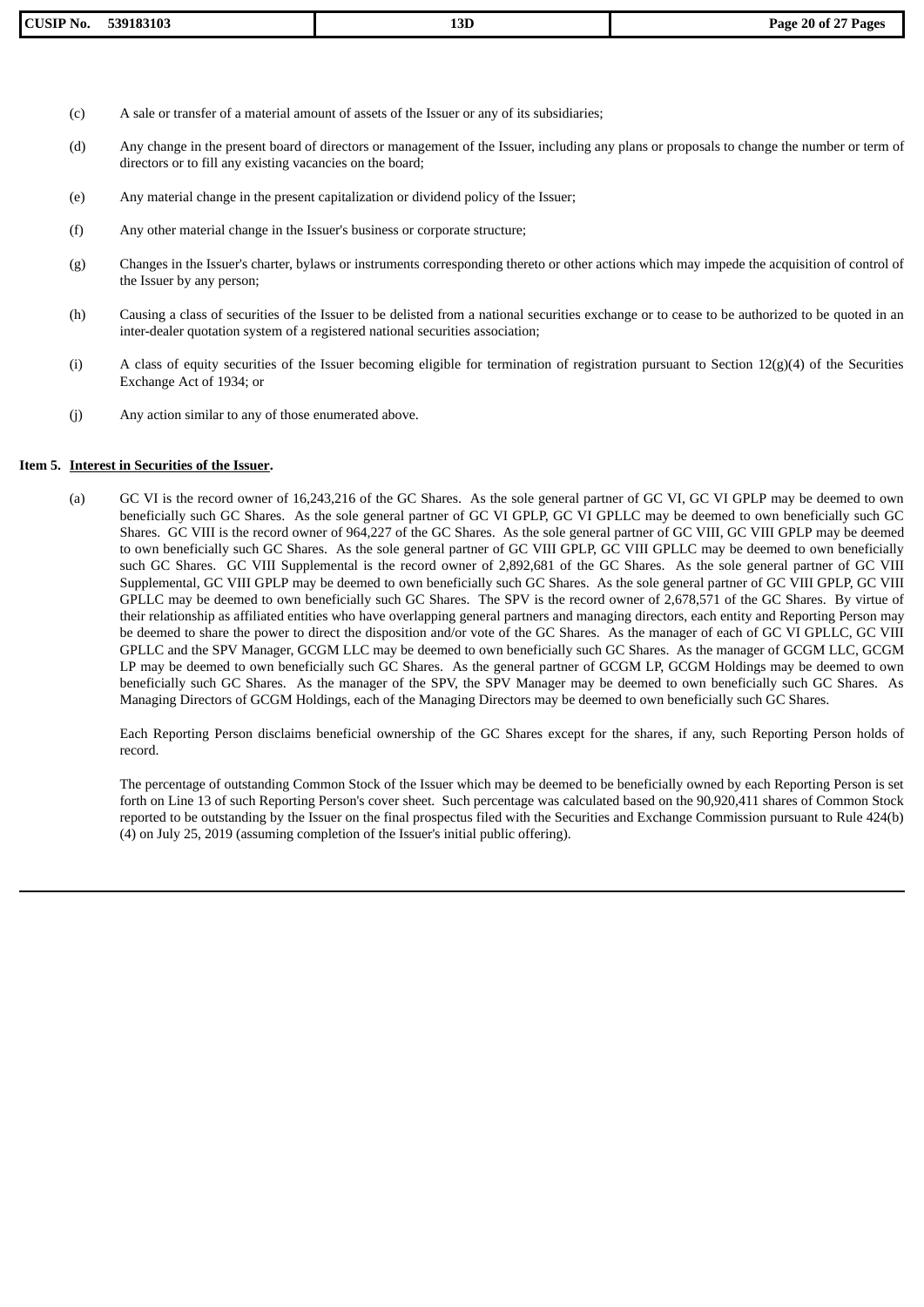(c) A sale or transfer of a material amount of assets of the Issuer or any of its subsidiaries;

(d) Any change in the present board of directors or management of the Issuer, including any plans or proposals to change the number or term of directors or to fill any existing vacancies on the board;

(e) Any material change in the present capitalization or dividend policy of the Issuer;

(f) Any other material change in the Issuer's business or corporate structure;

(g) Changes in the Issuer's charter, bylaws or instruments corresponding thereto or other actions which may impede the acquisition of control of the Issuer by any person;

(h) Causing a class of securities of the Issuer to be delisted from a national securities exchange or to cease to be authorized to be quoted in an inter-dealer quotation system of a registered national securities association;

(i) A class of equity securities of the Issuer becoming eligible for termination of registration pursuant to Section 12(g)(4) of the Securities Exchange Act of 1934; or

(j) Any action similar to any of those enumerated above.

**Item 5. Interest in Securities of the Issuer.**

(a) GC VI is the record owner of 16,243,216 of the GC Shares. As the sole general partner of GC VI, GC VI GPLP may be deemed to own beneficially such GC Shares. As the sole general partner of GC VI GPLP, GC VI GPLLC may be deemed to own beneficially such GC Shares. GC VIII is the record owner of 964,227 of the GC Shares. As the sole general partner of GC VIII, GC VIII GPLP may be deemed to own beneficially such GC Shares. As the sole general partner of GC VIII GPLP, GC VIII GPLLC may be deemed to own beneficially such GC Shares. GC VIII Supplemental is the record owner of 2,892,681 of the GC Shares. As the sole general partner of GC VIII Supplemental, GC VIII GPLP may be deemed to own beneficially such GC Shares. As the sole general partner of GC VIII GPLP, GC VIII GPLLC may be deemed to own beneficially such GC Shares. The SPV is the record owner of 2,678,571 of the GC Shares. By virtue of their relationship as affiliated entities who have overlapping general partners and managing directors, each entity and Reporting Person may be deemed to share the power to direct the disposition and/or vote of the GC Shares. As the manager of each of GC VI GPLLC, GC VIII GPLLC and the SPV Manager, GCGM LLC may be deemed to own beneficially such GC Shares. As the manager of GCGM LLC, GCGM LP may be deemed to own beneficially such GC Shares. As the general partner of GCGM LP, GCGM Holdings may be deemed to own beneficially such GC Shares. As the manager of the SPV, the SPV Manager may be deemed to own beneficially such GC Shares. As Managing Directors of GCGM Holdings, each of the Managing Directors may be deemed to own beneficially such GC Shares.

Each Reporting Person disclaims beneficial ownership of the GC Shares except for the shares, if any, such Reporting Person holds of record.

The percentage of outstanding Common Stock of the Issuer which may be deemed to be beneficially owned by each Reporting Person is set forth on Line 13 of such Reporting Person's cover sheet. Such percentage was calculated based on the 90,920,411 shares of Common Stock reported to be outstanding by the Issuer on the final prospectus filed with the Securities and Exchange Commission pursuant to Rule 424(b)(4) on July 25, 2019 (assuming completion of the Issuer's initial public offering).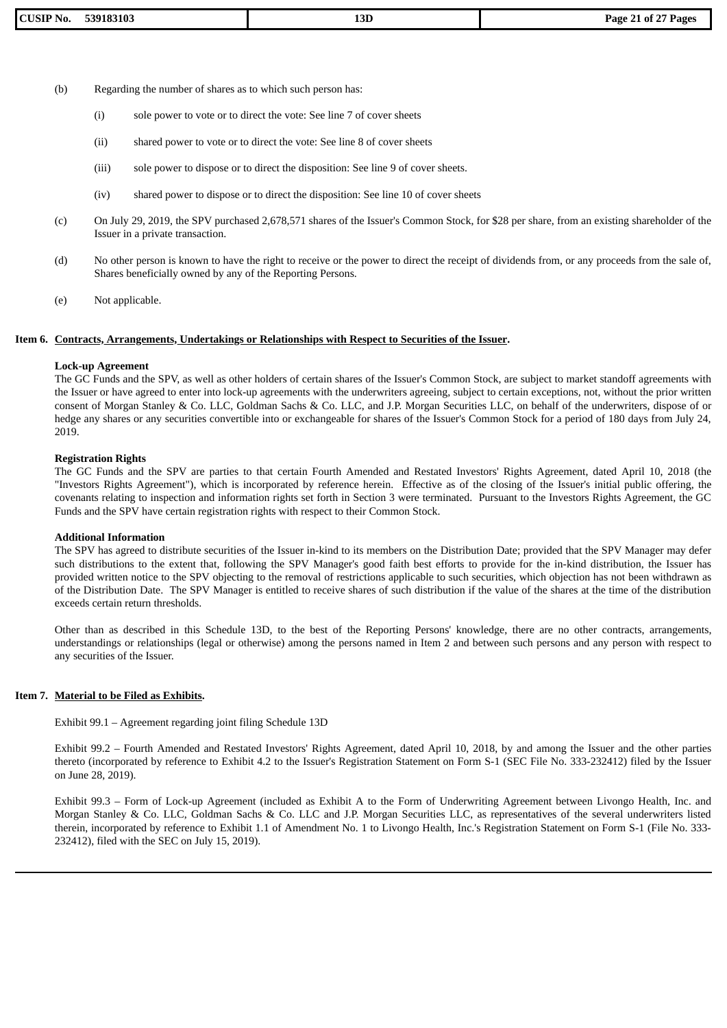(b) Regarding the number of shares as to which such person has:

(i) sole power to vote or to direct the vote: See line 7 of cover sheets

(ii) shared power to vote or to direct the vote: See line 8 of cover sheets

(iii) sole power to dispose or to direct the disposition: See line 9 of cover sheets.

(iv) shared power to dispose or to direct the disposition: See line 10 of cover sheets

(c) On July 29, 2019, the SPV purchased 2,678,571 shares of the Issuer's Common Stock, for $28 per share, from an existing shareholder of the Issuer in a private transaction.

(d) No other person is known to have the right to receive or the power to direct the receipt of dividends from, or any proceeds from the sale of, Shares beneficially owned by any of the Reporting Persons.

(e) Not applicable.

## Item 6. Contracts, Arrangements, Undertakings or Relationships with Respect to Securities of the Issuer.

**Lock-up Agreement**

The GC Funds and the SPV, as well as other holders of certain shares of the Issuer's Common Stock, are subject to market standoff agreements with the Issuer or have agreed to enter into lock-up agreements with the underwriters agreeing, subject to certain exceptions, not, without the prior written consent of Morgan Stanley & Co. LLC, Goldman Sachs & Co. LLC, and J.P. Morgan Securities LLC, on behalf of the underwriters, dispose of or hedge any shares or any securities convertible into or exchangeable for shares of the Issuer's Common Stock for a period of 180 days from July 24, 2019.

**Registration Rights**

The GC Funds and the SPV are parties to that certain Fourth Amended and Restated Investors' Rights Agreement, dated April 10, 2018 (the "Investors Rights Agreement"), which is incorporated by reference herein. Effective as of the closing of the Issuer's initial public offering, the covenants relating to inspection and information rights set forth in Section 3 were terminated. Pursuant to the Investors Rights Agreement, the GC Funds and the SPV have certain registration rights with respect to their Common Stock.

**Additional Information**

The SPV has agreed to distribute securities of the Issuer in-kind to its members on the Distribution Date; provided that the SPV Manager may defer such distributions to the extent that, following the SPV Manager's good faith best efforts to provide for the in-kind distribution, the Issuer has provided written notice to the SPV objecting to the removal of restrictions applicable to such securities, which objection has not been withdrawn as of the Distribution Date. The SPV Manager is entitled to receive shares of such distribution if the value of the shares at the time of the distribution exceeds certain return thresholds.

Other than as described in this Schedule 13D, to the best of the Reporting Persons' knowledge, there are no other contracts, arrangements, understandings or relationships (legal or otherwise) among the persons named in Item 2 and between such persons and any person with respect to any securities of the Issuer.

## Item 7. Material to be Filed as Exhibits.

Exhibit 99.1 – Agreement regarding joint filing Schedule 13D

Exhibit 99.2 – Fourth Amended and Restated Investors' Rights Agreement, dated April 10, 2018, by and among the Issuer and the other parties thereto (incorporated by reference to Exhibit 4.2 to the Issuer's Registration Statement on Form S-1 (SEC File No. 333-232412) filed by the Issuer on June 28, 2019).

Exhibit 99.3 – Form of Lock-up Agreement (included as Exhibit A to the Form of Underwriting Agreement between Livongo Health, Inc. and Morgan Stanley & Co. LLC, Goldman Sachs & Co. LLC and J.P. Morgan Securities LLC, as representatives of the several underwriters listed therein, incorporated by reference to Exhibit 1.1 of Amendment No. 1 to Livongo Health, Inc.'s Registration Statement on Form S-1 (File No. 333-232412), filed with the SEC on July 15, 2019).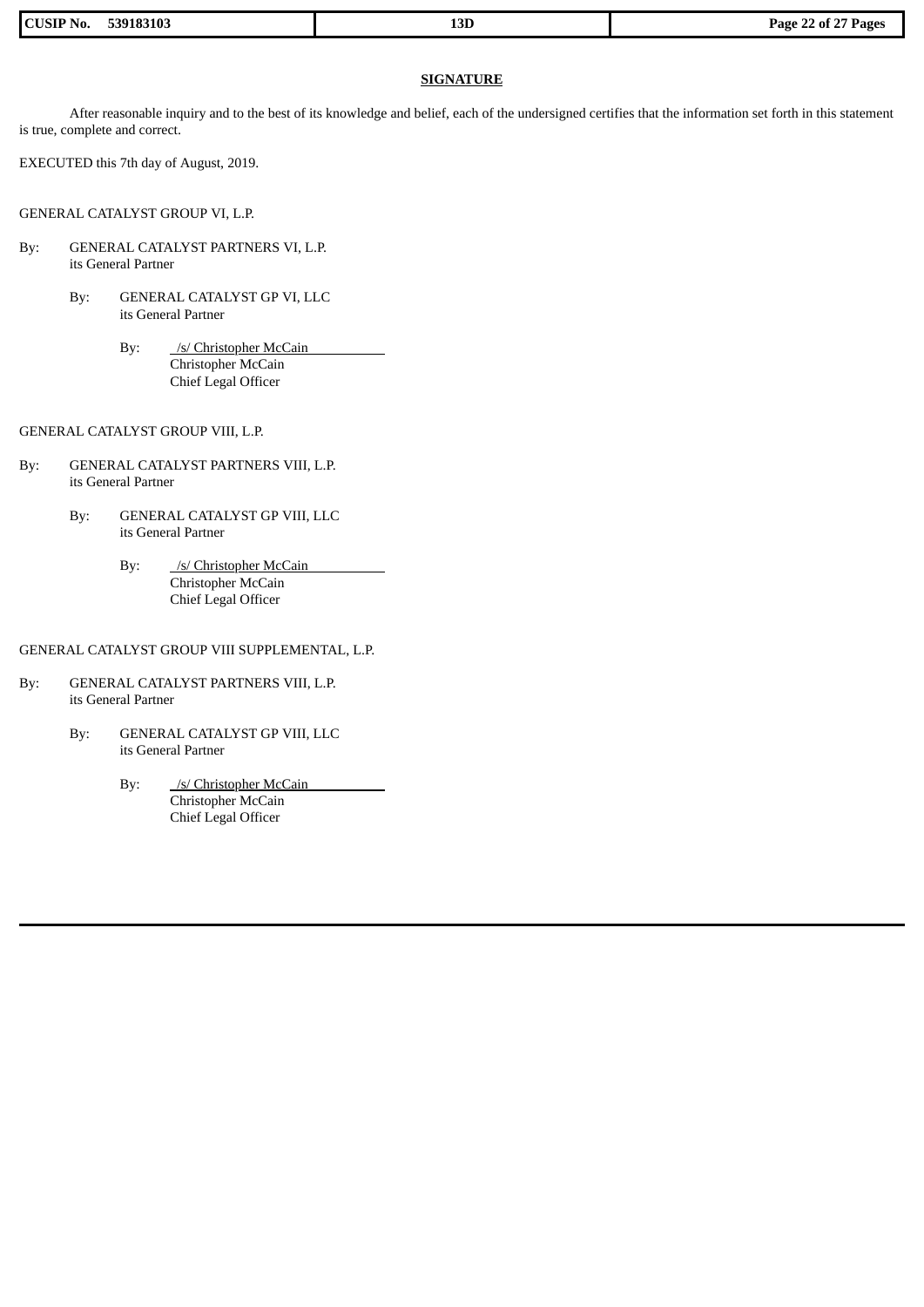## SIGNATURE

After reasonable inquiry and to the best of its knowledge and belief, each of the undersigned certifies that the information set forth in this statement is true, complete and correct.

EXECUTED this 7th day of August, 2019.

GENERAL CATALYST GROUP VI, L.P.

By: GENERAL CATALYST PARTNERS VI, L.P.
its General Partner

By: GENERAL CATALYST GP VI, LLC
its General Partner

By: /s/ Christopher McCain
Christopher McCain
Chief Legal Officer

GENERAL CATALYST GROUP VIII, L.P.

By: GENERAL CATALYST PARTNERS VIII, L.P.
its General Partner

By: GENERAL CATALYST GP VIII, LLC
its General Partner

By: /s/ Christopher McCain
Christopher McCain
Chief Legal Officer

GENERAL CATALYST GROUP VIII SUPPLEMENTAL, L.P.

By: GENERAL CATALYST PARTNERS VIII, L.P.
its General Partner

By: GENERAL CATALYST GP VIII, LLC
its General Partner

By: /s/ Christopher McCain
Christopher McCain
Chief Legal Officer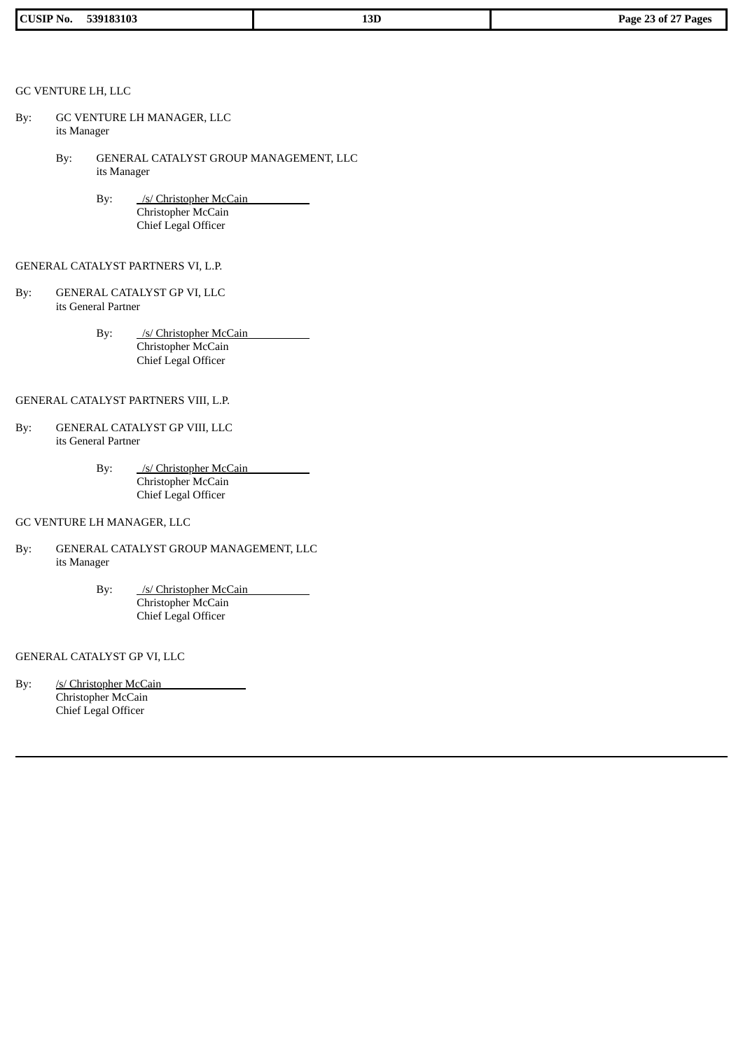GC VENTURE LH, LLC

By: GC VENTURE LH MANAGER, LLC
its Manager

By: GENERAL CATALYST GROUP MANAGEMENT, LLC
its Manager

By: /s/ Christopher McCain
Christopher McCain
Chief Legal Officer

GENERAL CATALYST PARTNERS VI, L.P.

By: GENERAL CATALYST GP VI, LLC
its General Partner

By: /s/ Christopher McCain
Christopher McCain
Chief Legal Officer

GENERAL CATALYST PARTNERS VIII, L.P.

By: GENERAL CATALYST GP VIII, LLC
its General Partner

By: /s/ Christopher McCain
Christopher McCain
Chief Legal Officer

GC VENTURE LH MANAGER, LLC

By: GENERAL CATALYST GROUP MANAGEMENT, LLC
its Manager

By: /s/ Christopher McCain
Christopher McCain
Chief Legal Officer

GENERAL CATALYST GP VI, LLC

By: /s/ Christopher McCain
Christopher McCain
Chief Legal Officer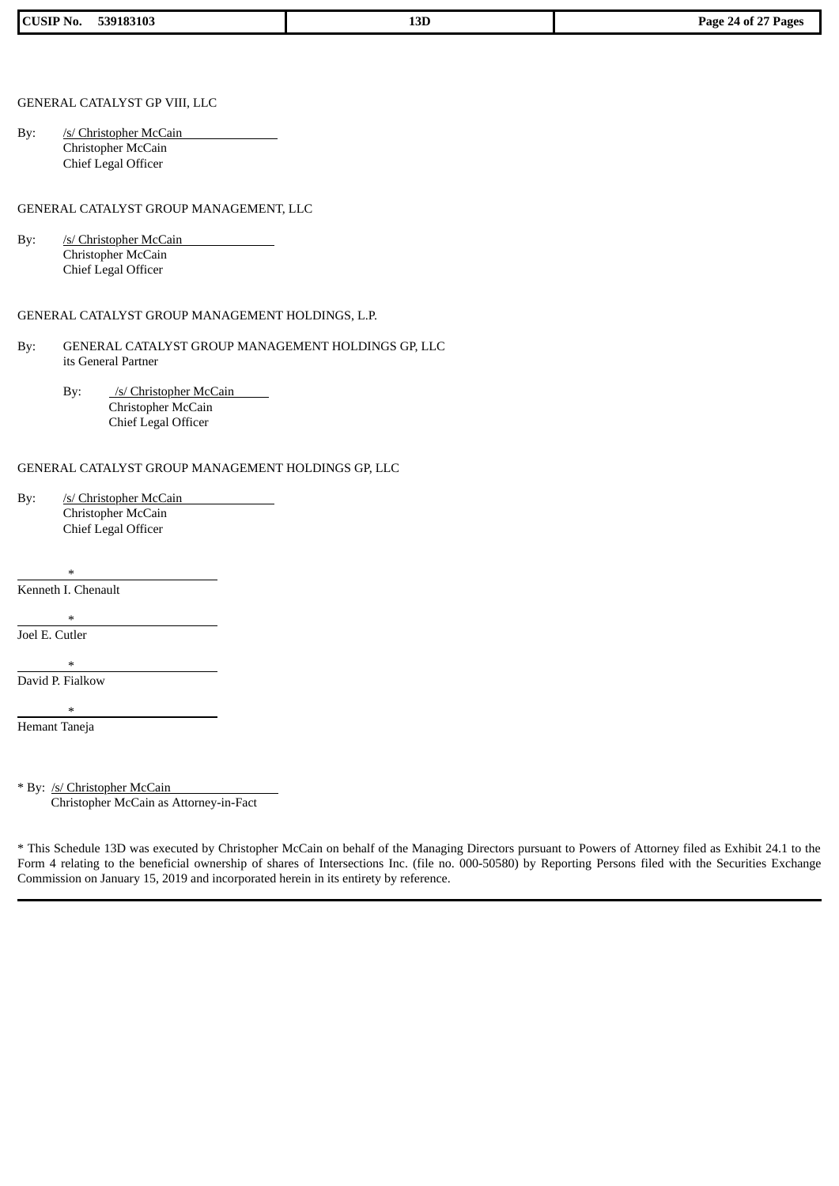GENERAL CATALYST GP VIII, LLC

By: /s/ Christopher McCain
Christopher McCain
Chief Legal Officer

GENERAL CATALYST GROUP MANAGEMENT, LLC

By: /s/ Christopher McCain
Christopher McCain
Chief Legal Officer

GENERAL CATALYST GROUP MANAGEMENT HOLDINGS, L.P.

By: GENERAL CATALYST GROUP MANAGEMENT HOLDINGS GP, LLC
its General Partner

By: /s/ Christopher McCain
Christopher McCain
Chief Legal Officer

GENERAL CATALYST GROUP MANAGEMENT HOLDINGS GP, LLC

By: /s/ Christopher McCain
Christopher McCain
Chief Legal Officer

*
Kenneth I. Chenault

*
Joel E. Cutler

*
David P. Fialkow

*
Hemant Taneja

* By: /s/ Christopher McCain
Christopher McCain as Attorney-in-Fact

* This Schedule 13D was executed by Christopher McCain on behalf of the Managing Directors pursuant to Powers of Attorney filed as Exhibit 24.1 to the Form 4 relating to the beneficial ownership of shares of Intersections Inc. (file no. 000-50580) by Reporting Persons filed with the Securities Exchange Commission on January 15, 2019 and incorporated herein in its entirety by reference.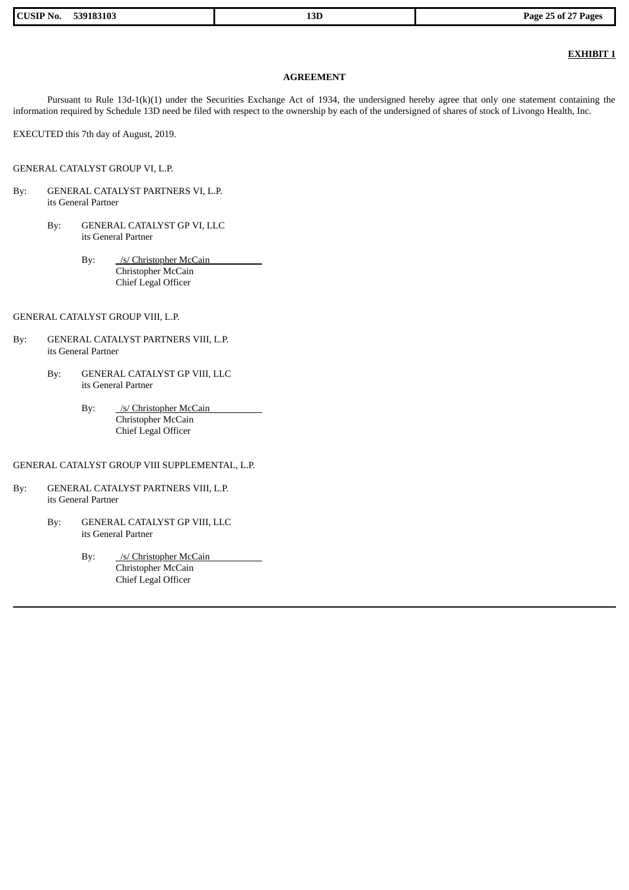**EXHIBIT 1**

**AGREEMENT**

Pursuant to Rule 13d-1(k)(1) under the Securities Exchange Act of 1934, the undersigned hereby agree that only one statement containing the information required by Schedule 13D need be filed with respect to the ownership by each of the undersigned of shares of stock of Livongo Health, Inc.

EXECUTED this 7th day of August, 2019.

GENERAL CATALYST GROUP VI, L.P.

By: GENERAL CATALYST PARTNERS VI, L.P.
its General Partner

By: GENERAL CATALYST GP VI, LLC
its General Partner

By: /s/ Christopher McCain
Christopher McCain
Chief Legal Officer

GENERAL CATALYST GROUP VIII, L.P.

By: GENERAL CATALYST PARTNERS VIII, L.P.
its General Partner

By: GENERAL CATALYST GP VIII, LLC
its General Partner

By: /s/ Christopher McCain
Christopher McCain
Chief Legal Officer

GENERAL CATALYST GROUP VIII SUPPLEMENTAL, L.P.

By: GENERAL CATALYST PARTNERS VIII, L.P.
its General Partner

By: GENERAL CATALYST GP VIII, LLC
its General Partner

By: /s/ Christopher McCain
Christopher McCain
Chief Legal Officer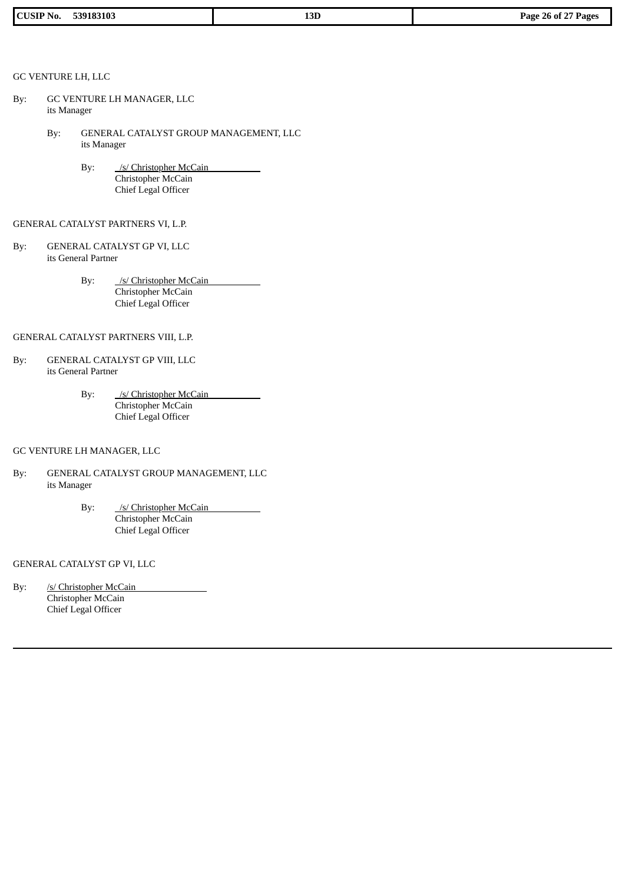GC VENTURE LH, LLC

By: GC VENTURE LH MANAGER, LLC
its Manager

By: GENERAL CATALYST GROUP MANAGEMENT, LLC
its Manager

By: /s/ Christopher McCain
Christopher McCain
Chief Legal Officer

GENERAL CATALYST PARTNERS VI, L.P.

By: GENERAL CATALYST GP VI, LLC
its General Partner

By: /s/ Christopher McCain
Christopher McCain
Chief Legal Officer

GENERAL CATALYST PARTNERS VIII, L.P.

By: GENERAL CATALYST GP VIII, LLC
its General Partner

By: /s/ Christopher McCain
Christopher McCain
Chief Legal Officer

GC VENTURE LH MANAGER, LLC

By: GENERAL CATALYST GROUP MANAGEMENT, LLC
its Manager

By: /s/ Christopher McCain
Christopher McCain
Chief Legal Officer

GENERAL CATALYST GP VI, LLC

By: /s/ Christopher McCain
Christopher McCain
Chief Legal Officer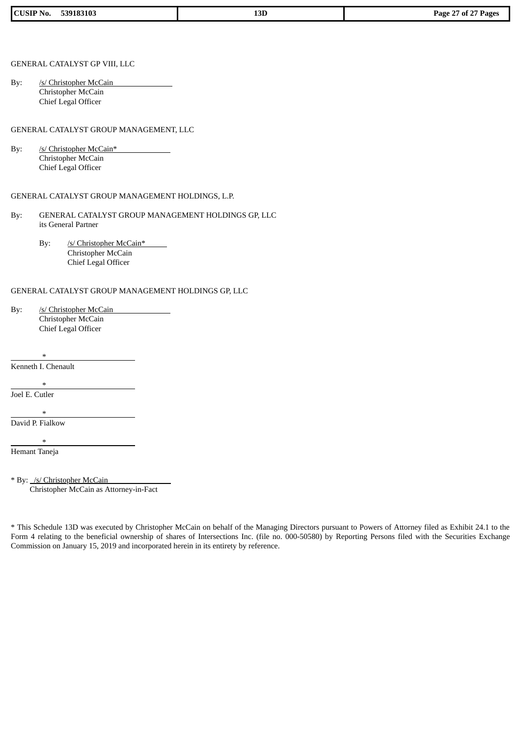GENERAL CATALYST GP VIII, LLC

By: /s/ Christopher McCain
Christopher McCain
Chief Legal Officer

GENERAL CATALYST GROUP MANAGEMENT, LLC

By: /s/ Christopher McCain*
Christopher McCain
Chief Legal Officer

GENERAL CATALYST GROUP MANAGEMENT HOLDINGS, L.P.

By: GENERAL CATALYST GROUP MANAGEMENT HOLDINGS GP, LLC
its General Partner

By: /s/ Christopher McCain*
Christopher McCain
Chief Legal Officer

GENERAL CATALYST GROUP MANAGEMENT HOLDINGS GP, LLC

By: /s/ Christopher McCain
Christopher McCain
Chief Legal Officer

*
Kenneth I. Chenault

*
Joel E. Cutler

*
David P. Fialkow

*
Hemant Taneja

* By: /s/ Christopher McCain
Christopher McCain as Attorney-in-Fact

* This Schedule 13D was executed by Christopher McCain on behalf of the Managing Directors pursuant to Powers of Attorney filed as Exhibit 24.1 to the Form 4 relating to the beneficial ownership of shares of Intersections Inc. (file no. 000-50580) by Reporting Persons filed with the Securities Exchange Commission on January 15, 2019 and incorporated herein in its entirety by reference.